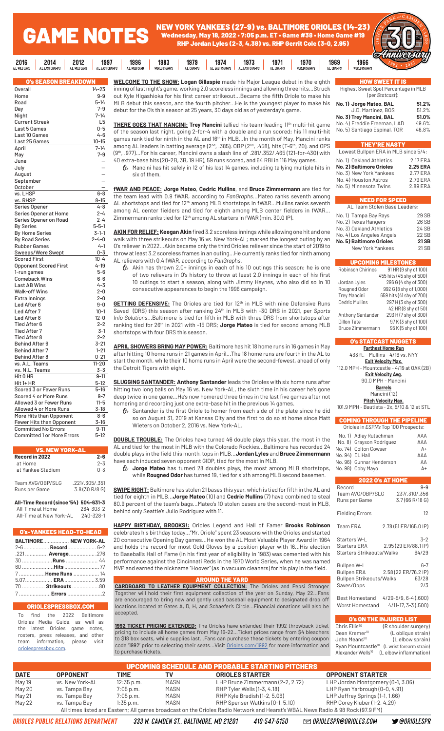# GAME NOTES

## NEW YORK YANKEES (27-9) vs. BALTIMORE ORIOLES (14-23)

**Wednesday, May 18, 2022 • 7:05 p.m. ET • Game #38 • Home Game #19**

**RHP Jordan Lyles (2-3, 4.38) vs. RHP Gerrit Cole (3-0, 2.95)**

Oriole Park at Camden Yards 30th Anniversary 1992 • 2022

2016 AL WILD CARD | 2014 AL EAST CHAMPS | 2012 AL WILD CARD | 1997 AL EAST CHAMPS | 1996 AL WILD CARD | 1983 WORLD CHAMPS | 1979 AL CHAMPS | 1974 AL EAST CHAMPS | 1973 AL EAST CHAMPS | 1971 AL CHAMPS | 1970 WORLD CHAMPS | 1969 AL CHAMPS | 1966 WORLD CHAMPS

### O's SEASON BREAKDOWN

| | |
|---|---|
| Overall | 14-23 |
| Home | 9-9 |
| Road | 5-14 |
| Day | 7-9 |
| Night | 7-14 |
| Current Streak | L5 |
| Last 5 Games | 0-5 |
| Last 10 Games | 4-6 |
| Last 25 Games | 10-15 |
| April | 7-14 |
| May | 7-9 |
| June | – |
| July | – |
| August | – |
| September | – |
| October | – |
| vs. LHSP | 6-8 |
| vs. RHSP | 8-15 |
| Series Opener | 4-8 |
| Series Opener at Home | 2-4 |
| Series Opener on Road | 2-4 |
| By Series | 5-5-1 |
| By Home Series | 3-1-1 |
| By Road Series | 2-4-0 |
| Rubber Games | 4-1 |
| Sweeps/Were Swept | 0-3 |
| Scored First | 10-4 |
| Opponent Scored First | 4-19 |
| 1-run games | 5-6 |
| Comeback Wins | 6-4 |
| Last AB Wins | 4-3 |
| Walk-off Wins | 2-0 |
| Extra Innings | 2-0 |
| Led After 6 | 9-0 |
| Led After 7 | 10-1 |
| Led After 8 | 12-0 |
| Tied After 6 | 2-2 |
| Tied After 7 | 3-1 |
| Tied After 8 | 2-2 |
| Behind After 6 | 3-21 |
| Behind After 7 | 1-21 |
| Behind After 8 | 0-21 |
| vs. A.L. Teams | 11-20 |
| vs. N.L. Teams | 3-3 |
| Hit 0 HR | 9-11 |
| Hit 1+ HR | 5-12 |
| Scored 3 or Fewer Runs | 5-16 |
| Scored 4 or More Runs | 9-7 |
| Allowed 3 or Fewer Runs | 11-5 |
| Allowed 4 or More Runs | 3-18 |
| More Hits than Opponent | 8-6 |
| Fewer Hits than Opponent | 3-16 |
| Committed No Errors | 9-11 |
| Committed 1 or More Errors | 5-12 |

### VS. NEW YORK-AL

| | |
|---|---|
| **Record in 2022** | **2-6** |
| at Home | 2-3 |
| at Yankee Stadium | 0-3 |
| | |
| Team AVG/OBP/SLG | .221/.305/.351 |
| Runs per Game | 3.8 (30 R/8 G) |

| | |
|---|---|
| **All-Time Record (since '54)** | **504-631-3** |
| All-Time at Home | 264-303-2 |
| All-Time at New York-AL | 240-328-1 |

### O's-YANKEES HEAD-TO-HEAD

| BALTIMORE | | NEW YORK-AL |
|---|---|---|
| 2-6 | **Record** | 6-2 |
| .221 | **Average** | .276 |
| 30 | **Runs** | 48 |
| 60 | **Hits** | 77 |
| 7 | **Home Runs** | 14 |
| 5.07 | **ERA** | 3.59 |
| 70 | **Strikeouts** | 80 |
| 7 | **Errors** | 2 |

### ORIOLESPRESSBOX.COM

To find the 2022 Baltimore Orioles Media Guide, as well as the latest Orioles game notes, rosters, press releases, and other team information, please visit oriolespressbox.com.

**WELCOME TO THE SHOW: Logan Gillaspie** made his Major League debut in the eighth inning of last night's game, working 2.0 scoreless innings and allowing three hits...Struck out Kyle Higashioka for his first career strikeout...Became the fifth Oriole to make his MLB debut this season, and the fourth pitcher...He is the youngest player to make his debut for the O's this season at 25 years, 30 days old as of yesterday's game.

**THERE GOES THAT MANCINI: Trey Mancini** tallied his team-leading 11th multi-hit game of the season last night, going 2-for-4 with a double and a run scored; his 11 multi-hit games rank tied for ninth in the AL and 16th in MLB...In the month of May, Mancini ranks among AL leaders in batting average (2nd, .385), OBP (2nd, .458), hits (T-6th, 20), and OPS (9th, .977)...For his career, Mancini owns a slash line of .281/.352/.465 (121-for-430) with 40 extra-base hits (20-2B, 3B, 19 HR), 59 runs scored, and 64 RBI in 116 May games.

- Mancini has hit safely in 12 of his last 14 games, including tallying multiple hits in six of them.

**fWAR AND PEACE: Jorge Mateo**, **Cedric Mullins**, and **Bruce Zimmermann** are tied for the team lead with 0.9 fWAR, according to *FanGraphs*...Mateo ranks seventh among AL shortstops and tied for 12th among MLB shortstops in fWAR...Mullins ranks seventh among AL center fielders and tied for eighth among MLB center fielders in fWAR... Zimmermann ranks tied for 12th among AL starters in fWAR (min. 30.0 IP).

**AKIN FOR RELIEF: Keegan Akin** fired 3.2 scoreless innings while allowing one hit and one walk with three strikeouts on May 16 vs. New York-AL; marked the longest outing by an O's reliever in 2022...Akin became only the third Orioles reliever since the start of 2019 to throw at least 3.2 scoreless frames in an outing...He currently ranks tied for ninth among AL relievers with 0.4 fWAR, according to *FanGraphs*.

- Akin has thrown 2.0+ innings in each of his 10 outings this season; he is one of two relievers in O's history to throw at least 2.0 innings in each of his first 10 outings to start a season, along with Jimmy Haynes, who also did so in 10 consecutive appearances to begin the 1996 campaign.

**GETTING DEFENSIVE:** The Orioles are tied for 12th in MLB with nine Defensive Runs Saved (DRS) this season after ranking 24th in MLB with -30 DRS in 2021, per *Sports Info Solutions*...Baltimore is tied for fifth in MLB with three DRS from shortstops after ranking tied for 26th in 2021 with -15 DRS; **Jorge Mateo** is tied for second among MLB shortstops with four DRS this season.

**APRIL SHOWERS BRING MAY POWER:** Baltimore has hit 18 home runs in 16 games in May after hitting 10 home runs in 21 games in April...The 18 home runs are fourth in the AL to start the month, while their 10 home runs in April were the second-fewest, ahead of only the Detroit Tigers with eight.

**SLUGGING SANTANDER: Anthony Santander** leads the Orioles with six home runs after hitting two long balls on May 16 vs. New York-AL, the sixth time in his career he's gone deep twice in one game...He's now homered three times in the last five games after not homering and recording just one extra-base hit in the previous 14 games.

- Santander is the first Oriole to homer from each side of the plate since he did so on August 31, 2019 at Kansas City and the first to do so at home since Matt Wieters on October 2, 2016 vs. New York-AL.

**DOUBLE TROUBLE:** The Orioles have turned 46 double plays this year, the most in the AL and tied for the most in MLB with the Colorado Rockies...Baltimore has recorded 24 double plays in the field this month, tops in MLB...**Jordan Lyles** and **Bruce Zimmermann** have each induced seven opponent GIDP, tied for the most in MLB.

- **Jorge Mateo** has turned 28 double plays, the most among MLB shortstops, while **Rougned Odor** has turned 19, tied for sixth among MLB second basemen.

**SWIPE RIGHT:** Baltimore has stolen 21 bases this year, which is tied for fifth in the AL and tied for eighth in MLB...**Jorge Mateo** (10) and **Cedric Mullins** (7) have combined to steal 80.9 percent of the team's bags...Mateo's 10 stolen bases are the second-most in MLB, behind only Seattle's Julio Rodriguez with 11.

**HAPPY BIRTHDAY, BROOKS!:** Orioles Legend and Hall of Famer **Brooks Robinson** celebrates his birthday today..."Mr. Oriole" spent 23 seasons with the Orioles and started 20 consecutive Opening Day games...He won the AL Most Valuable Player Award in 1964 and holds the record for most Gold Gloves by a position player with 16...His election to Baseball's Hall of Fame (in his first year of eligibility in 1983) was cemented with his performance against the Cincinnati Reds in the 1970 World Series, when he was named MVP and earned the nickname "Hoover" (as in vacuum cleaners) for his play in the field.

### AROUND THE YARD

**CARDBOARD TO LEATHER EQUIPMENT COLLECTION:** The Orioles and Pepsi Stronger Together will hold their first equipment collection of the year on Sunday, May 22...Fans are encouraged to bring new and gently used baseball equipment to designated drop off locations located at Gates A, D, H, and Schaefer's Circle...Financial donations will also be accepted.

**1992 TICKET PRICING EXTENDED:** The Orioles have extended their 1992 throwback ticket pricing to include all home games from May 16-22...Ticket prices range from $4 bleachers to $18 box seats, while supplies last...Fans can purchase these tickets by entering coupon code '1992' prior to selecting their seats...Visit Orioles.com/1992 for more information and to purchase tickets.

### HOW SWEET IT IS

Highest Sweet Spot Percentage in MLB (per *Statcast*):

| | |
|---|---|
| **No. 1) Jorge Mateo, BAL** | **51.2%** |
| J.D. Martinez, BOS | 51.2% |
| **No. 3) Trey Mancini, BAL** | **51.0%** |
| No. 4) Freddie Freeman, LAD | 49.6% |
| No. 5) Santiago Espinal, TOR | 46.8% |

### THEY'RE NASTY

Lowest Bullpen ERA in MLB since 5/4:

| | |
|---|---|
| No. 1) Oakland Athletics | 2.17 ERA |
| **No. 2) Baltimore Orioles** | **2.25 ERA** |
| No. 3) New York Yankees | 2.77 ERA |
| No. 4) Houston Astros | 2.79 ERA |
| No. 5) Minnesota Twins | 2.89 ERA |

### NEED FOR SPEED

AL Team Stolen Base Leaders:

| | |
|---|---|
| No. 1) Tampa Bay Rays | 29 SB |
| No. 2) Texas Rangers | 26 SB |
| No. 3) Oakland Athletics | 24 SB |
| No. 4) Los Angeles Angels | 22 SB |
| **No. 5) Baltimore Orioles** | **21 SB** |
| New York Yankees | 21 SB |

### UPCOMING MILESTONES

| | |
|---|---|
| Robinson Chirinos | 91 HR (9 shy of 100) |
| | 455 hits (45 shy of 500) |
| Jordan Lyles | 296 G (4 shy of 300) |
| Rougned Odor | 992 G (8 shy of 1,000) |
| Trey Mancini | 659 hits (41 shy of 700) |
| Cedric Mullins | 297 H (3 shy of 300) |
| | 42 HR (8 shy of 50) |
| Anthony Santander | 293 H (7 shy of 300) |
| Dillon Tate | 97 K (3 shy of 100) |
| Bruce Zimmermann | 95 K (5 shy of 100) |

### O's STATCAST NUGGETS

**Farthest Home Run**
433 ft. - Mullins - 4/16 vs. NYY

**Exit Velocity Max.**
112.0 MPH - Mountcastle - 4/19 at OAK (2B)

**Exit Velocity Avg.**
90.0 MPH - Mancini

**Barrels**
Mancini (12)

**Pitch Velocity Max.**
101.9 MPH - Bautista - 2x, 5/10 & 12 at STL

### COMING THROUGH THE PIPELINE

Orioles in *ESPN*'s Top 100 Prospects:

| | |
|---|---|
| No. 1) Adley Rutschman | AAA |
| No. 8) Grayson Rodriguez | AAA |
| No. 74) Colton Cowser | A+ |
| No. 94) DL Hall | AAA |
| No. 96) Gunnar Henderson | AA |
| No. 98) Coby Mayo | A+ |

### 2022 O's AT HOME

| | |
|---|---|
| Record | 9-9 |
| Team AVG/OBP/SLG | .237/.310/.356 |
| Runs per Game | 3.7 (66 R/18 G) |
| | |
| Fielding Errors | 12 |
| | |
| Team ERA | 2.78 (51 ER/165.0 IP) |
| | |
| Starters W-L | 3-2 |
| Starters ERA | 2.95 (29 ER/88.1 IP) |
| Starters Strikeouts/Walks | 64/29 |
| | |
| Bullpen W-L | 6-7 |
| Bullpen ERA | 2.58 (22 ER/76.2 IP) |
| Bullpen Strikeouts/Walks | 63/28 |
| Saves/Opps | 2/3 |
| | |
| Best Homestand | 4/29-5/9, 6-4 (.600) |
| Worst Homestand | 4/11-17, 3-3 (.500) |

### O's ON THE INJURED LIST

| | |
|---|---|
| Chris Ellis[60] | (R shoulder surgery) |
| Dean Kremer[10] | (L oblique strain) |
| John Means[60] | (L elbow sprain) |
| Ryan Mountcastle[10] | (L wrist forearm strain) |
| Alexander Wells[10] | (L elbow inflammation) |

### UPCOMING SCHEDULE AND PROBABLE STARTING PITCHERS

| DATE | OPPONENT | TIME | TV | ORIOLES STARTER | OPPONENT STARTER |
|---|---|---|---|---|---|
| May 19 | vs. New York-AL | 12:35 p.m. | MASN | LHP Bruce Zimmermann (2-2, 2.72) | LHP Jordan Montgomery (0-1, 3.06) |
| May 20 | vs. Tampa Bay | 7:05 p.m. | MASN | RHP Tyler Wells (1-3, 4.18) | LHP Ryan Yarbrough (0-0, 4.91) |
| May 21 | vs. Tampa Bay | 7:05 p.m. | MASN | RHP Kyle Bradish (1-2, 5.06) | LHP Jeffrey Springs (1-1, 1.66) |
| May 22 | vs. Tampa Bay | 1:35 p.m. | MASN | RHP Spenser Watkins (0-1, 5.10) | RHP Corey Kluber (1-2, 4.29) |

All times listed are Eastern; All games broadcast on the Orioles Radio Network and Hearst's WBAL News Radio & 98 Rock (97.9 FM)

ORIOLES PUBLIC RELATIONS DEPARTMENT | 333 W. CAMDEN ST., BALTIMORE, MD 21201 | 410-547-6150 | ORIOLESPR@ORIOLES.COM | @ORIOLESPR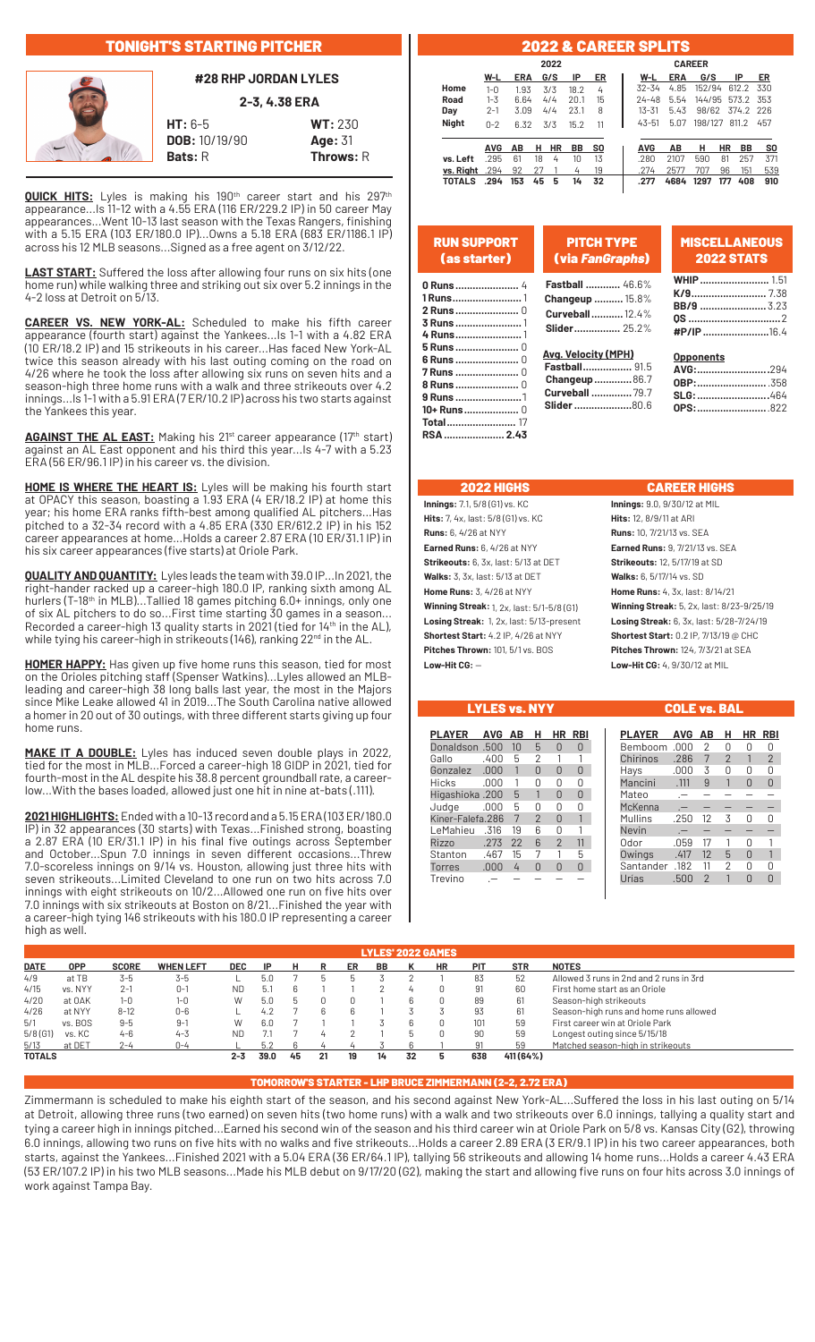## TONIGHT'S STARTING PITCHER

### #28 RHP JORDAN LYLES

**2-3, 4.38 ERA**

**HT:** 6-5 **WT:** 230
**DOB:** 10/19/90 **Age:** 31
**Bats:** R **Throws:** R

**QUICK HITS:** Lyles is making his 190th career start and his 297th appearance...Is 11-12 with a 4.55 ERA (116 ER/229.2 IP) in 50 career May appearances...Went 10-13 last season with the Texas Rangers, finishing with a 5.15 ERA (103 ER/180.0 IP)...Owns a 5.18 ERA (683 ER/1186.1 IP) across his 12 MLB seasons...Signed as a free agent on 3/12/22.

**LAST START:** Suffered the loss after allowing four runs on six hits (one home run) while walking three and striking out six over 5.2 innings in the 4-2 loss at Detroit on 5/13.

**CAREER VS. NEW YORK-AL:** Scheduled to make his fifth career appearance (fourth start) against the Yankees...Is 1-1 with a 4.82 ERA (10 ER/18.2 IP) and 15 strikeouts in his career...Has faced New York-AL twice this season already with his last outing coming on the road on 4/26 where he took the loss after allowing six runs on seven hits and a season-high three home runs with a walk and three strikeouts over 4.2 innings...Is 1-1 with a 5.91 ERA (7 ER/10.2 IP) across his two starts against the Yankees this year.

**AGAINST THE AL EAST:** Making his 21st career appearance (17th start) against an AL East opponent and his third this year...Is 4-7 with a 5.23 ERA (56 ER/96.1 IP) in his career vs. the division.

**HOME IS WHERE THE HEART IS:** Lyles will be making his fourth start at OPACY this season, boasting a 1.93 ERA (4 ER/18.2 IP) at home this year; his home ERA ranks fifth-best among qualified AL pitchers...Has pitched to a 32-34 record with a 4.85 ERA (330 ER/612.2 IP) in his 152 career appearances at home...Holds a career 2.87 ERA (10 ER/31.1 IP) in his six career appearances (five starts) at Oriole Park.

**QUALITY AND QUANTITY:** Lyles leads the team with 39.0 IP...In 2021, the right-hander racked up a career-high 180.0 IP, ranking sixth among AL hurlers (T-18th in MLB)...Tallied 18 games pitching 6.0+ innings, only one of six AL pitchers to do so...First time starting 30 games in a season...Recorded a career-high 13 quality starts in 2021 (tied for 14th in the AL), while tying his career-high in strikeouts (146), ranking 22nd in the AL.

**HOMER HAPPY:** Has given up five home runs this season, tied for most on the Orioles pitching staff (Spenser Watkins)...Lyles allowed an MLB-leading and career-high 38 long balls last year, the most in the Majors since Mike Leake allowed 41 in 2019...The South Carolina native allowed a homer in 20 out of 30 outings, with three different starts giving up four home runs.

**MAKE IT A DOUBLE:** Lyles has induced seven double plays in 2022, tied for the most in MLB...Forced a career-high 18 GIDP in 2021, tied for fourth-most in the AL despite his 38.8 percent groundball rate, a career-low...With the bases loaded, allowed just one hit in nine at-bats (.111).

**2021 HIGHLIGHTS:** Ended with a 10-13 record and a 5.15 ERA (103 ER/180.0 IP) in 32 appearances (30 starts) with Texas...Finished strong, boasting a 2.87 ERA (10 ER/31.1 IP) in his final five outings across September and October...Spun 7.0 innings in seven different occasions...Threw 7.0-scoreless innings on 9/14 vs. Houston, allowing just three hits with seven strikeouts...Limited Cleveland to one run on two hits across 7.0 innings with eight strikeouts on 10/2...Allowed one run on five hits over 7.0 innings with six strikeouts at Boston on 8/21...Finished the year with a career-tying 146 strikeouts with his 180.0 IP representing a career high as well.

## 2022 & CAREER SPLITS

| | 2022 W-L | ERA | G/S | IP | ER | Career W-L | ERA | G/S | IP | ER |
|---|---|---|---|---|---|---|---|---|---|---|
| Home | 1-0 | 1.93 | 3/3 | 18.2 | 4 | 32-34 | 4.85 | 152/94 | 612.2 | 330 |
| Road | 1-3 | 6.64 | 4/4 | 20.1 | 15 | 24-48 | 5.54 | 144/95 | 573.2 | 353 |
| Day | 2-1 | 3.09 | 4/4 | 23.1 | 8 | 13-31 | 5.43 | 98/62 | 374.2 | 226 |
| Night | 0-2 | 6.32 | 3/3 | 15.2 | 11 | 43-51 | 5.07 | 198/127 | 811.2 | 457 |

| | AVG | AB | H | HR | BB | SO | AVG | AB | H | HR | BB | SO |
|---|---|---|---|---|---|---|---|---|---|---|---|---|
| vs. Left | .295 | 61 | 18 | 4 | 10 | 13 | .280 | 2107 | 590 | 81 | 257 | 371 |
| vs. Right | .294 | 92 | 27 | 1 | 4 | 19 | .274 | 2577 | 707 | 96 | 151 | 539 |
| TOTALS | .294 | 153 | 45 | 5 | 14 | 32 | .277 | 4684 | 1297 | 177 | 408 | 910 |

### RUN SUPPORT (as starter)

- **0 Runs** 4
- **1 Runs** 1
- **2 Runs** 0
- **3 Runs** 1
- **4 Runs** 1
- **5 Runs** 0
- **6 Runs** 0
- **7 Runs** 0
- **8 Runs** 0
- **9 Runs** 1
- **10+ Runs** 0
- **Total** 17
- **RSA** 2.43

### PITCH TYPE (via *FanGraphs*)

- **Fastball** 46.6%
- **Changeup** 15.8%
- **Curveball** 12.4%
- **Slider** 25.2%

**Avg. Velocity (MPH)**

- **Fastball** 91.5
- **Changeup** 86.7
- **Curveball** 79.7
- **Slider** 80.6

### MISCELLANEOUS 2022 STATS

- **WHIP** 1.51
- **K/9** 7.38
- **BB/9** 3.23
- **QS** 2
- **#P/IP** 16.4

**Opponents**

- **AVG:** .294
- **OBP:** .358
- **SLG:** .464
- **OPS:** .822

### 2022 HIGHS

**Innings:** 7.1, 5/8 (G1) vs. KC
**Hits:** 7, 4x, last: 5/8 (G1) vs. KC
**Runs:** 6, 4/26 at NYY
**Earned Runs:** 6, 4/26 at NYY
**Strikeouts:** 6, 3x, last: 5/13 at DET
**Walks:** 3, 3x, last: 5/13 at DET
**Home Runs:** 3, 4/26 at NYY
**Winning Streak:** 1, 2x, last: 5/1-5/8 (G1)
**Losing Streak:** 1, 2x, last: 5/13-present
**Shortest Start:** 4.2 IP, 4/26 at NYY
**Pitches Thrown:** 101, 5/1 vs. BOS
**Low-Hit CG:** —

### CAREER HIGHS

**Innings:** 9.0, 9/30/12 at MIL
**Hits:** 12, 8/9/11 at ARI
**Runs:** 10, 7/21/13 vs. SEA
**Earned Runs:** 9, 7/21/13 vs. SEA
**Strikeouts:** 12, 5/17/19 at SD
**Walks:** 6, 5/17/14 vs. SD
**Home Runs:** 4, 3x, last: 8/14/21
**Winning Streak:** 5, 2x, last: 8/23-9/25/19
**Losing Streak:** 6, 3x, last: 5/28-7/24/19
**Shortest Start:** 0.2 IP, 7/13/19 @ CHC
**Pitches Thrown:** 124, 7/3/21 at SEA
**Low-Hit CG:** 4, 9/30/12 at MIL

### LYLES vs. NYY

| PLAYER | AVG | AB | H | HR | RBI |
|---|---|---|---|---|---|
| Donaldson | .500 | 10 | 5 | 0 | 0 |
| Gallo | .400 | 5 | 2 | 1 | 1 |
| Gonzalez | .000 | 1 | 0 | 0 | 0 |
| Hicks | .000 | 1 | 0 | 0 | 0 |
| Higashioka | .200 | 5 | 1 | 0 | 0 |
| Judge | .000 | 5 | 0 | 0 | 0 |
| Kiner-Falefa | .286 | 7 | 2 | 0 | 1 |
| LeMahieu | .316 | 19 | 6 | 0 | 1 |
| Rizzo | .273 | 22 | 6 | 2 | 11 |
| Stanton | .467 | 15 | 7 | 1 | 5 |
| Torres | .000 | 4 | 0 | 0 | 0 |
| Trevino | .— | — | — | — | — |

### COLE vs. BAL

| PLAYER | AVG | AB | H | HR | RBI |
|---|---|---|---|---|---|
| Bemboom | .000 | 2 | 0 | 0 | 0 |
| Chirinos | .286 | 7 | 2 | 1 | 2 |
| Hays | .000 | 3 | 0 | 0 | 0 |
| Mancini | .111 | 9 | 1 | 0 | 0 |
| Mateo | .— | — | — | — | — |
| McKenna | .— | — | — | — | — |
| Mullins | .250 | 12 | 3 | 0 | 0 |
| Nevin | .— | — | — | — | — |
| Odor | .059 | 17 | 1 | 0 | 1 |
| Owings | .417 | 12 | 5 | 0 | 1 |
| Santander | .182 | 11 | 2 | 0 | 0 |
| Urias | .500 | 2 | 1 | 0 | 0 |

### LYLES' 2022 GAMES

| DATE | OPP | SCORE | WHEN LEFT | DEC | IP | H | R | ER | BB | K | HR | PIT | STR | NOTES |
|---|---|---|---|---|---|---|---|---|---|---|---|---|---|---|
| 4/9 | at TB | 3-5 | 3-5 | L | 5.0 | 7 | 5 | 5 | 3 | 2 | 1 | 83 | 52 | Allowed 3 runs in 2nd and 2 runs in 3rd |
| 4/15 | vs. NYY | 2-1 | 0-1 | ND | 5.1 | 6 | 1 | 1 | 2 | 4 | 0 | 91 | 60 | First home start as an Oriole |
| 4/20 | at OAK | 1-0 | 1-0 | W | 5.0 | 5 | 0 | 0 | 1 | 6 | 0 | 89 | 61 | Season-high strikeouts |
| 4/26 | at NYY | 8-12 | 0-6 | L | 4.2 | 7 | 6 | 6 | 1 | 3 | 3 | 93 | 61 | Season-high runs and home runs allowed |
| 5/1 | vs. BOS | 9-5 | 9-1 | W | 6.0 | 7 | 1 | 1 | 3 | 6 | 0 | 101 | 59 | First career win at Oriole Park |
| 5/8 (G1) | vs. KC | 4-6 | 4-3 | ND | 7.1 | 7 | 4 | 2 | 1 | 5 | 0 | 90 | 59 | Longest outing since 5/15/18 |
| 5/13 | at DET | 2-4 | 0-4 | L | 5.2 | 6 | 4 | 4 | 3 | 6 | 1 | 91 | 59 | Matched season-high in strikeouts |
| TOTALS | | | | 2-3 | 39.0 | 45 | 21 | 19 | 14 | 32 | 5 | 638 | 411 (64%) | |

### TOMORROW'S STARTER - LHP BRUCE ZIMMERMANN (2-2, 2.72 ERA)

Zimmermann is scheduled to make his eighth start of the season, and his second against New York-AL...Suffered the loss in his last outing on 5/14 at Detroit, allowing three runs (two earned) on seven hits (two home runs) with a walk and two strikeouts over 6.0 innings, tallying a quality start and tying a career high in innings pitched...Earned his second win of the season and his third career win at Oriole Park on 5/8 vs. Kansas City (G2), throwing 6.0 innings, allowing two runs on five hits with no walks and five strikeouts...Holds a career 2.89 ERA (3 ER/9.1 IP) in his two career appearances, both starts, against the Yankees...Finished 2021 with a 5.04 ERA (36 ER/64.1 IP), tallying 56 strikeouts and allowing 14 home runs...Holds a career 4.43 ERA (53 ER/107.2 IP) in his two MLB seasons...Made his MLB debut on 9/17/20 (G2), making the start and allowing five runs on four hits across 3.0 innings of work against Tampa Bay.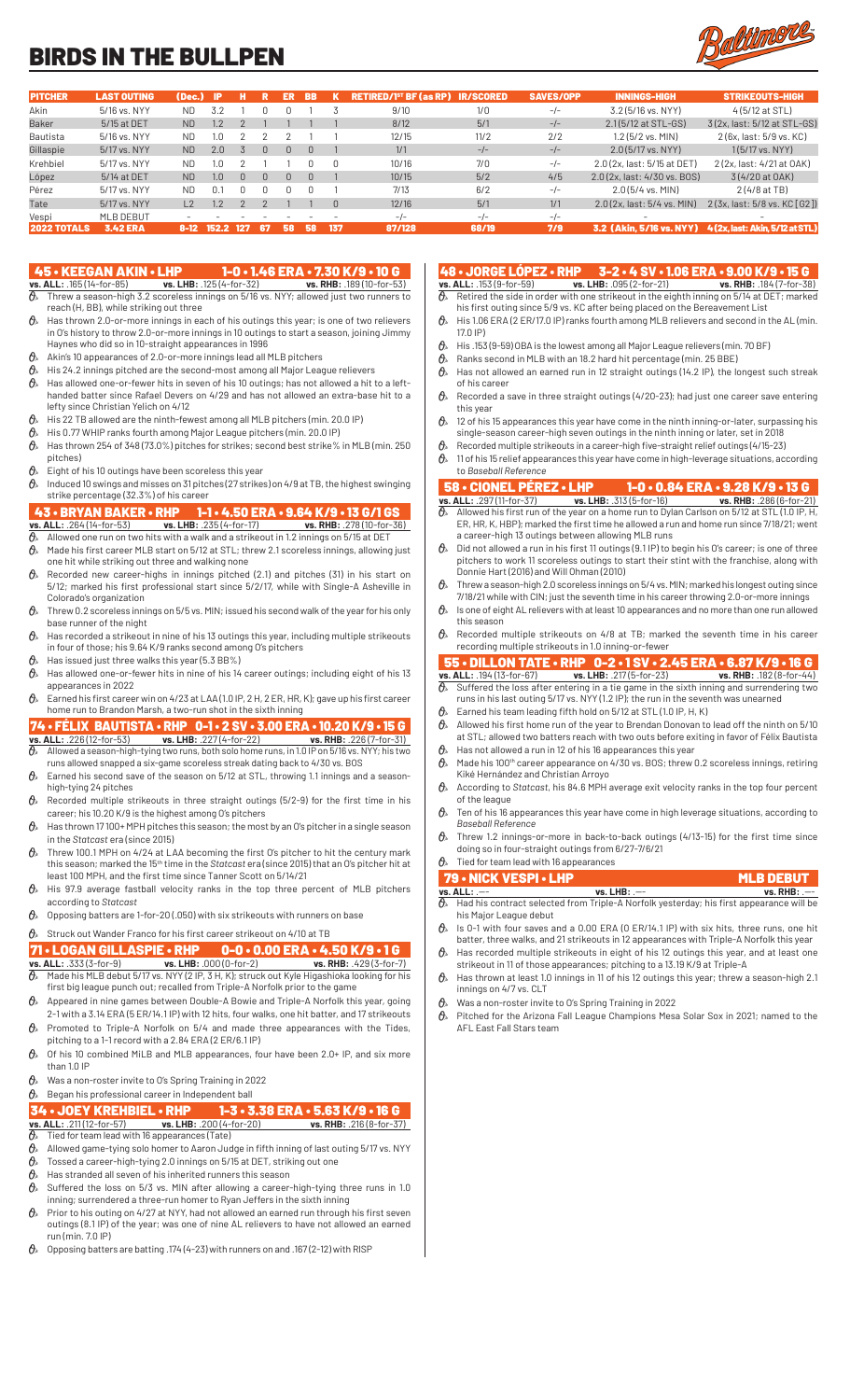# BIRDS IN THE BULLPEN

| PITCHER | LAST OUTING | (Dec.) | IP | H | R | ER | BB | K | RETIRED/1ST BF (as RP) | IR/SCORED | SAVES/OPP | INNINGS-HIGH | STRIKEOUTS-HIGH |
|---|---|---|---|---|---|---|---|---|---|---|---|---|---|
| Akin | 5/16 vs. NYY | ND | 3.2 | 1 | 0 | 0 | 1 | 3 | 9/10 | 1/0 | -/- | 3.2 (5/16 vs. NYY) | 4 (5/12 at STL) |
| Baker | 5/15 at DET | ND | 1.2 | 2 | 1 | 1 | 1 | 1 | 8/12 | 5/1 | -/- | 2.1 (5/12 at STL-GS) | 3 (2x, last: 5/12 at STL-GS) |
| Bautista | 5/16 vs. NYY | ND | 1.0 | 2 | 2 | 2 | 1 | 1 | 12/15 | 11/2 | 2/2 | 1.2 (5/2 vs. MIN) | 2 (6x, last: 5/9 vs. KC) |
| Gillaspie | 5/17 vs. NYY | ND | 2.0 | 3 | 0 | 0 | 0 | 1 | 1/1 | -/- | -/- | 2.0 (5/17 vs. NYY) | 1 (5/17 vs. NYY) |
| Krehbiel | 5/17 vs. NYY | ND | 1.0 | 2 | 1 | 1 | 0 | 0 | 10/16 | 7/0 | -/- | 2.0 (2x, last: 5/15 at DET) | 2 (2x, last: 4/21 at OAK) |
| López | 5/14 at DET | ND | 1.0 | 0 | 0 | 0 | 0 | 1 | 10/15 | 5/2 | 4/5 | 2.0 (2x, last: 4/30 vs. BOS) | 3 (4/20 at OAK) |
| Pérez | 5/17 vs. NYY | ND | 0.1 | 0 | 0 | 0 | 0 | 1 | 7/13 | 6/2 | -/- | 2.0 (5/4 vs. MIN) | 2 (4/8 at TB) |
| Tate | 5/17 vs. NYY | L2 | 1.2 | 2 | 2 | 1 | 1 | 0 | 12/16 | 5/1 | 1/1 | 2.0 (2x, last: 5/4 vs. MIN) | 2 (3x, last: 5/8 vs. KC [G2]) |
| Vespi | MLB DEBUT | - | - | - | - | - | - | - | -/- | -/- | -/- | - | - |
| **2022 TOTALS** | **3.42 ERA** | **8-12** | **152.2** | **127** | **67** | **58** | **58** | **137** | **87/128** | **68/19** | **7/9** | **3.2 (Akin, 5/16 vs. NYY)** | **4 (2x, last: Akin, 5/12 at STL)** |

## 45 • KEEGAN AKIN • LHP — 1-0 • 1.46 ERA • 7.30 K/9 • 10 G

**vs. ALL:** .165 (14-for-85) **vs. LHB:** .125 (4-for-32) **vs. RHB:** .189 (10-for-53)

- Threw a season-high 3.2 scoreless innings on 5/16 vs. NYY; allowed just two runners to reach (H, BB), while striking out three
- Has thrown 2.0-or-more innings in each of his outings this year; is one of two relievers in O's history to throw 2.0-or-more innings in 10 outings to start a season, joining Jimmy Haynes who did so in 10-straight appearances in 1996
- Akin's 10 appearances of 2.0-or-more innings lead all MLB pitchers
- His 24.2 innings pitched are the second-most among all Major League relievers
- Has allowed one-or-fewer hits in seven of his 10 outings; has not allowed a hit to a left-handed batter since Rafael Devers on 4/29 and has not allowed an extra-base hit to a lefty since Christian Yelich on 4/12
- His 22 TB allowed are the ninth-fewest among all MLB pitchers (min. 20.0 IP)
- His 0.77 WHIP ranks fourth among Major League pitchers (min. 20.0 IP)
- Has thrown 254 of 348 (73.0%) pitches for strikes; second best strike % in MLB (min. 250 pitches)
- Eight of his 10 outings have been scoreless this year
- Induced 10 swings and misses on 31 pitches (27 strikes) on 4/9 at TB, the highest swinging strike percentage (32.3%) of his career

## 43 • BRYAN BAKER • RHP — 1-1 • 4.50 ERA • 9.64 K/9 • 13 G/1 GS

**vs. ALL:** .264 (14-for-53) **vs. LHB:** .235 (4-for-17) **vs. RHB:** .278 (10-for-36)

- Allowed one run on two hits with a walk and a strikeout in 1.2 innings on 5/15 at DET
- Made his first career MLB start on 5/12 at STL; threw 2.1 scoreless innings, allowing just one hit while striking out three and walking none
- Recorded new career-highs in innings pitched (2.1) and pitches (31) in his start on 5/12; marked his first professional start since 5/2/17, while with Single-A Asheville in Colorado's organization
- Threw 0.2 scoreless innings on 5/5 vs. MIN; issued his second walk of the year for his only base runner of the night
- Has recorded a strikeout in nine of his 13 outings this year, including multiple strikeouts in four of those; his 9.64 K/9 ranks second among O's pitchers
- Has issued just three walks this year (5.3 BB%)
- Has allowed one-or-fewer runs in nine of his 14 career outings; including eight of his 13 appearances in 2022
- Earned his first career win on 4/23 at LAA (1.0 IP, 2 H, 2 ER, HR, K); gave up his first career home run to Brandon Marsh, a two-run shot in the sixth inning

## 74 • FÉLIX BAUTISTA • RHP — 0-1 • 2 SV • 3.00 ERA • 10.20 K/9 • 15 G

**vs. ALL:** .226 (12-for-53) **vs. LHB:** .227 (4-for-22) **vs. RHB:** .226 (7-for-31)

- Allowed a season-high-tying two runs, both solo home runs, in 1.0 IP on 5/16 vs. NYY; his two runs allowed snapped a six-game scoreless streak dating back to 4/30 vs. BOS
- Earned his second save of the season on 5/12 at STL, throwing 1.1 innings and a season-high-tying 24 pitches
- Recorded multiple strikeouts in three straight outings (5/2-9) for the first time in his career; his 10.20 K/9 is the highest among O's pitchers
- Has thrown 17 100+ MPH pitches this season; the most by an O's pitcher in a single season in the *Statcast* era (since 2015)
- Threw 100.1 MPH on 4/24 at LAA becoming the first O's pitcher to hit the century mark this season; marked the 15th time in the *Statcast* era (since 2015) that an O's pitcher hit at least 100 MPH, and the first time since Tanner Scott on 5/14/21
- His 97.9 average fastball velocity ranks in the top three percent of MLB pitchers according to *Statcast*
- Opposing batters are 1-for-20 (.050) with six strikeouts with runners on base
- Struck out Wander Franco for his first career strikeout on 4/10 at TB

## 71 • LOGAN GILLASPIE • RHP — 0-0 • 0.00 ERA • 4.50 K/9 • 1 G

**vs. ALL:** .333 (3-for-9) **vs. LHB:** .000 (0-for-2) **vs. RHB:** .429 (3-for-7)

- Made his MLB debut 5/17 vs. NYY (2 IP, 3 H, K); struck out Kyle Higashioka looking for his first big league punch out; recalled from Triple-A Norfolk prior to the game
- Appeared in nine games between Double-A Bowie and Triple-A Norfolk this year, going 2-1 with a 3.14 ERA (5 ER/14.1 IP) with 12 hits, four walks, one hit batter, and 17 strikeouts
- Promoted to Triple-A Norfolk on 5/4 and made three appearances with the Tides, pitching to a 1-1 record with a 2.84 ERA (2 ER/6.1 IP)
- Of his 10 combined MiLB and MLB appearances, four have been 2.0+ IP, and six more than 1.0 IP
- Was a non-roster invite to O's Spring Training in 2022
- Began his professional career in Independent ball

## 34 • JOEY KREHBIEL • RHP — 1-3 • 3.38 ERA • 5.63 K/9 • 16 G

**vs. ALL:** .211 (12-for-57) **vs. LHB:** .200 (4-for-20) **vs. RHB:** .216 (8-for-37)

- Tied for team lead with 16 appearances (Tate)
- Allowed game-tying solo homer to Aaron Judge in fifth inning of last outing 5/17 vs. NYY
- Tossed a career-high-tying 2.0 innings on 5/15 at DET, striking out one
- Has stranded all seven of his inherited runners this season
- Suffered the loss on 5/3 vs. MIN after allowing a career-high-tying three runs in 1.0 inning; surrendered a three-run homer to Ryan Jeffers in the sixth inning
- Prior to his outing on 4/27 at NYY, had not allowed an earned run through his first seven outings (8.1 IP) of the year; was one of nine AL relievers to have not allowed an earned run (min. 7.0 IP)
- Opposing batters are batting .174 (4-23) with runners on and .167 (2-12) with RISP

## 48 • JORGE LÓPEZ • RHP — 3-2 • 4 SV • 1.06 ERA • 9.00 K/9 • 15 G

**vs. ALL:** .153 (9-for-59) **vs. LHB:** .095 (2-for-21) **vs. RHB:** .184 (7-for-38)

- Retired the side in order with one strikeout in the eighth inning on 5/14 at DET; marked his first outing since 5/9 vs. KC after being placed on the Bereavement List
- His 1.06 ERA (2 ER/17.0 IP) ranks fourth among MLB relievers and second in the AL (min. 17.0 IP)
- His .153 (9-59) OBA is the lowest among all Major League relievers (min. 70 BF)
- Ranks second in MLB with an 18.2 hard hit percentage (min. 25 BBE)
- Has not allowed an earned run in 12 straight outings (14.2 IP), the longest such streak of his career
- Recorded a save in three straight outings (4/20-23); had just one career save entering this year
- 12 of his 15 appearances this year have come in the ninth inning-or-later, surpassing his single-season career-high seven outings in the ninth inning or later, set in 2018
- Recorded multiple strikeouts in a career-high five-straight relief outings (4/15-23)
- 11 of his 15 relief appearances this year have come in high-leverage situations, according to *Baseball Reference*

## 58 • CIONEL PÉREZ • LHP — 1-0 • 0.84 ERA • 9.28 K/9 • 13 G

**vs. ALL:** .297 (11-for-37) **vs. LHB:** .313 (5-for-16) **vs. RHB:** .286 (6-for-21)

- Allowed his first run of the year on a home run to Dylan Carlson on 5/12 at STL (1.0 IP, H, ER, HR, K, HBP); marked the first time he allowed a run and home run since 7/18/21; went a career-high 13 outings between allowing MLB runs
- Did not allowed a run in his first 11 outings (9.1 IP) to begin his O's career; is one of three pitchers to work 11 scoreless outings to start their stint with the franchise, along with Donnie Hart (2016) and Will Ohman (2010)
- Threw a season-high 2.0 scoreless innings on 5/4 vs. MIN; marked his longest outing since 7/18/21 while with CIN; just the seventh time in his career throwing 2.0-or-more innings
- Is one of eight AL relievers with at least 10 appearances and no more than one run allowed this season
- Recorded multiple strikeouts on 4/8 at TB; marked the seventh time in his career recording multiple strikeouts in 1.0 inning-or-fewer

## 55 • DILLON TATE • RHP — 0-2 • 1 SV • 2.45 ERA • 6.87 K/9 • 16 G

**vs. ALL:** .194 (13-for-67) **vs. LHB:** .217 (5-for-23) **vs. RHB:** .182 (8-for-44)

- Suffered the loss after entering in a tie game in the sixth inning and surrendering two runs in his last outing 5/17 vs. NYY (1.2 IP); the run in the seventh was unearned
- Earned his team leading fifth hold on 5/12 at STL (1.0 IP, H, K)
- Allowed his first home run of the year to Brendan Donovan to lead off the ninth on 5/10 at STL; allowed two batters reach with two outs before exiting in favor of Félix Bautista
- Has not allowed a run in 12 of his 16 appearances this year
- Made his 100th career appearance on 4/30 vs. BOS; threw 0.2 scoreless innings, retiring Kiké Hernández and Christian Arroyo
- According to *Statcast*, his 84.6 MPH average exit velocity ranks in the top four percent of the league
- Ten of his 16 appearances this year have come in high leverage situations, according to *Baseball Reference*
- Threw 1.2 innings-or-more in back-to-back outings (4/13-15) for the first time since doing so in four-straight outings from 6/27-7/6/21
- Tied for team lead with 16 appearances

## 79 • NICK VESPI • LHP — MLB DEBUT

**vs. ALL:** .--- **vs. LHB:** .--- **vs. RHB:** .---

- Had his contract selected from Triple-A Norfolk yesterday; his first appearance will be his Major League debut
- Is 0-1 with four saves and a 0.00 ERA (0 ER/14.1 IP) with six hits, three runs, one hit batter, three walks, and 21 strikeouts in 12 appearances with Triple-A Norfolk this year
- Has recorded multiple strikeouts in eight of his 12 outings this year, and at least one strikeout in 11 of those appearances; pitching to a 13.19 K/9 at Triple-A
- Has thrown at least 1.0 innings in 11 of his 12 outings this year; threw a season-high 2.1 innings on 4/7 vs. CLT
- Was a non-roster invite to O's Spring Training in 2022
- Pitched for the Arizona Fall League Champions Mesa Solar Sox in 2021; named to the AFL East Fall Stars team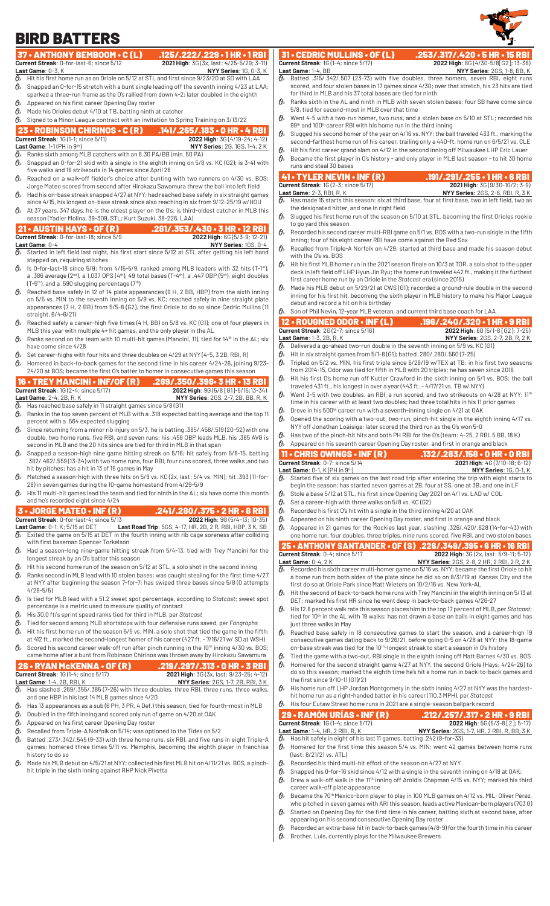# BIRD BATTERS

## 37 • ANTHONY BEMBOOM • C (L) .125/.222/.229 • 1 HR • 1 RBI

**Current Streak**: 0-for-last-6; since 5/12 — **2021 High**: 3G (3x, last: 4/25-5/29; 3-11)
**Last Game**: 0-3, K — **NYY Series**: 1G, 0-3, K

- Hit his first home run as an Oriole on 5/12 at STL and first since 9/23/20 at SD with LAA
- Snapped an 0-for-15 stretch with a bunt single leading off the seventh inning 4/23 at LAA; sparked a three-run frame as the O's rallied from down 4-2; later doubled in the eighth
- Appeared on his first career Opening Day roster
- Made his Orioles debut 4/10 at TB, batting ninth at catcher
- Signed to a Minor League contract with an invitation to Spring Training on 3/13/22

## 23 • ROBINSON CHIRINOS • C (R) .141/.265/.183 • 0 HR • 4 RBI

**Current Streak**: 1G (1-1; since 5/11) — **2022 High**: 3G (4/19-24; 4-12)
**Last Game**: 1-1 (PH in 9th) — **NYY Series**: 2G, 1GS, 1-4, 2 K

- Ranks sixth among MLB catchers with an 8.30 PA/BB (min. 50 PA)
- Snapped an 0-for-21 skid with a single in the eighth inning on 5/8 vs. KC (G2); is 3-41 with five walks and 16 strikeouts in 14 games since April 26
- Reached on a walk-off fielder's choice after bunting with two runners on 4/30 vs. BOS; Jorge Mateo scored from second after Hirokazu Sawamura threw the ball into left field
- Had his on-base streak snapped 4/27 at NYY; had reached base safely in six straight games since 4/15, his longest on-base streak since also reaching in six from 9/12-25/19 w/HOU
- At 37 years, 347 days, he is the oldest player on the O's; is third-oldest catcher in MLB this season (Yadier Molina, 39-309, STL; Kurt Suzuki, 38-226, LAA)

## 21 • AUSTIN HAYS • OF (R) .281/.353/.430 • 3 HR • 12 RBI

**Current Streak**: 0-for-last-18; since 5/9 — **2022 High**: 6G (5/3-9; 12-21)
**Last Game**: 0-4 — **NYY Series**: 1GS, 0-4

- Started in left field last night, his first start since 5/12 at STL after getting hit left hand stepped on, requiring stitches
- Is 0-for-last-18 since 5/9; from 4/15-5/9, ranked among MLB leaders with 32 hits (T-1st), a .386 average (2nd), a 1.037 OPS (4th), 49 total bases (T-4th), a .447 OBP (5th), eight doubles (T-5th), and a .590 slugging percentage (7th)
- Reached base safely in 12 of 14 plate appearances (9 H, 2 BB, HBP) from the sixth inning on 5/5 vs. MIN to the seventh inning on 5/9 vs. KC; reached safely in nine straight plate appearances (7 H, 2 BB) from 5/5-8 (G2), the first Oriole to do so since Cedric Mullins (11 straight, 6/4-6/21)
- Reached safely a career-high five times (4 H, BB) on 5/8 vs. KC (G1); one of four players in MLB this year with multiple 4+ hit games, and the only player in the AL
- Ranks second on the team with 10 multi-hit games (Mancini, 11), tied for 14th in the AL; six have come since 4/28
- Set career-highs with four hits and three doubles on 4/29 at NYY (4-5, 3 2B, RBI, R)
- Homered in back-to-back games for the second time in his career 4/24-26, joining 9/23-24/20 at BOS; became the first O's batter to homer in consecutive games this season

## 16 • TREY MANCINI • INF/OF (R) .289/.350/.398 • 3 HR • 13 RBI

**Current Streak**: 1G (2-4; since 5/17) — **2022 High**: 9G (5/8 [G1]-5/15; 13-34)
**Last Game**: 2-4, 2B, R, K — **NYY Series**: 2GS, 2-7, 2B, BB, R, K

- Has reached base safely in 11 straight games since 5/8 (G1)
- Ranks in the top seven percent of MLB with a .318 expected batting average and the top 11 percent with a .564 expected slugging
- Since returning from a minor rib injury on 5/3, he is batting .385/.458/.519 (20-52) with one double, two home runs, five RBI, and seven runs; his .458 OBP leads MLB, his .385 AVG is second in MLB and the 20 hits since are tied for third in MLB in that span
- Snapped a season-high nine game hitting streak on 5/16; hit safely from 5/8-15, batting .382/.462/.559 (13-34) with two home runs, four RBI, four runs scored, three walks, and two hit by pitches; has a hit in 13 of 15 games in May
- Matched a season-high with three hits on 5/9 vs. KC (2x, last: 5/4 vs. MIN); hit .393 (11-for-28) in seven games during the 10-game homestand from 4/29-5/9
- His 11 multi-hit games lead the team and tied for ninth in the AL; six have come this month and he's recorded eight since 4/24

## 3 • JORGE MATEO • INF (R) .241/.280/.375 • 2 HR • 8 RBI

**Current Streak**: 0-for-last-4; since 5/13 — **2022 High**: 9G (5/4-13; 10-35)
**Last Game**: 0-1, K; 5/15 at DET — **Last Road Trip**: 5GS, 4-17, HR, 2B, 2 R, RBI, HBP, 3 K, SB

- Exited the game on 5/15 at DET in the fourth inning with rib cage soreness after colliding with first baseman Spencer Torkelson
- Had a season-long nine-game hitting streak from 5/4-13, tied with Trey Mancini for the longest streak by an O's batter this season
- Hit his second home run of the season on 5/12 at STL, a solo shot in the second inning
- Ranks second in MLB lead with 10 stolen bases; was caught stealing for the first time 4/27 at NYY after beginning the season 7-for-7; has swiped three bases since 5/8 (0 attempts 4/28-5/5)
- Is tied for MLB lead with a 51.2 sweet spot percentage, according to *Statcast*; sweet spot percentage is a metric used to measure quality of contact
- His 30.0 ft/s sprint speed ranks tied for third in MLB, per *Statcast*
- Tied for second among MLB shortstops with four defensive runs saved, per *Fangraphs*
- Hit his first home run of the season 5/5 vs. MIN, a solo shot that tied the game in the fifth; at 412 ft., marked the second-longest homer of his career (427 ft. - 7/16/21 w/ SD at WSH)
- Scored his second career walk-off run after pinch running in the 10th inning 4/30 vs. BOS; came home after a bunt from Robinson Chirinos was thrown away by Hirokazu Sawamura

## 26 • RYAN McKENNA • OF (R) .219/.297/.313 • 0 HR • 3 RBI

**Current Streak**: 1G (1-4; since 5/17) — **2021 High**: 3G (3x, last: 9/23-25; 4-12)
**Last Game**: 1-4, 2B, RBI, K — **NYY Series**: 2GS, 1-7, 2B, RBI, 3 K

- Has slashed .269/.355/.385 (7-26) with three doubles, three RBI, three runs, three walks, and one HBP in his last 14 MLB games since 4/20
- Has 13 appearances as a sub (6 PH, 3 PR, 4 Def.) this season, tied for fourth-most in MLB
- Doubled in the fifth inning and scored only run of game on 4/20 at OAK
- Appeared on his first career Opening Day roster
- Recalled from Triple-A Norfolk on 5/14; was optioned to the Tides on 5/2
- Batted .273/.342/.545 (9-33) with three home runs, six RBI, and five runs in eight Triple-A games; homered three times 5/11 vs. Memphis, becoming the eighth player in franchise history to do so
- Made his MLB debut on 4/5/21 at NYY; collected his first MLB hit on 4/11/21 vs. BOS, a pinch-hit single in the sixth inning against RHP Nick Pivetta

## 31 • CEDRIC MULLINS • OF (L) .253/.317/.420 • 5 HR • 15 RBI

**Current Streak**: 1G (1-4; since 5/17) — **2022 High**: 8G (4/30-5/8 [G2]; 13-36)
**Last Game**: 1-4, BB — **NYY Series**: 2GS, 1-8, BB, K

- Batted .315/.342/.507 (23-73) with five doubles, three homers, seven RBI, eight runs scored, and four stolen bases in 17 games since 4/30; over that stretch, his 23 hits are tied for third in MLB and his 37 total bases are tied for ninth
- Ranks sixth in the AL and ninth in MLB with seven stolen bases; four SB have come since 5/8, tied for second-most in MLB over that time
- Went 4-5 with a two-run homer, two runs, and a stolen base on 5/10 at STL; recorded his 99th and 100th career RBI with his home run in the third inning
- Slugged his second homer of the year on 4/16 vs. NYY; the ball traveled 433 ft., marking the second-farthest home run of his career, trailing only a 440-ft. home run on 6/5/21 vs. CLE
- Hit his first career grand slam on 4/12 in the second inning off Milwaukee LHP Eric Lauer
- Became the first player in O's history - and only player in MLB last season - to hit 30 home runs and steal 30 bases

## 41 • TYLER NEVIN • INF (R) .191/.291/.255 • 1 HR • 6 RBI

**Current Streak**: 1G (2-3; since 5/17) — **2021 High**: 3G (9/30-10/2; 3-9)
**Last Game**: 2-3, RBI, R, K — **NYY Series**: 2GS, 2-6, RBI, R, 3 K

- Has made 15 starts this season: six at third base, four at first base, two in left field, two as the designated hitter, and one in right field
- Slugged his first home run of the season on 5/10 at STL, becoming the first Orioles rookie to go yard this season
- Recorded his second career multi-RBI game on 5/1 vs. BOS with a two-run single in the fifth inning; four of his eight career RBI have come against the Red Sox
- Recalled from Triple-A Norfolk on 4/29; started at third base and made his season debut with the O's vs. BOS
- Hit his first MLB home run in the 2021 season finale on 10/3 at TOR, a solo shot to the upper deck in left field off LHP Hyun Jin Ryu; the home run traveled 442 ft., making it the furthest first career home run by an Oriole in the *Statcast* era (since 2015)
- Made his MLB debut on 5/29/21 at CWS (G1); recorded a ground-rule double in the second inning for his first hit, becoming the sixth player in MLB history to make his Major League debut and record a hit on his birthday
- Son of Phil Nevin, 12-year MLB veteran, and current third base coach for LAA

## 12 • ROUGNED ODOR • INF (L) .196/.240/.320 • 1 HR • 9 RBI

**Current Streak**: 2G (2-7; since 5/16) — **2022 High**: 6G (5/1-8 [G2]; 7-25)
**Last Game**: 1-3, 2B, R, K — **NYY Series**: 2GS, 2-7, 2B, R, 2 K

- Delivered a go-ahead two-run double in the seventh inning on 5/9 vs. KC (G1)
- Hit in six straight games from 5/1-8 (G1) batted .280/.280/.560 (7-25)
- Tripled on 5/2 vs. MIN, his first triple since 6/28/19 w/TEX at TB; in his first two seasons from 2014-15, Odor was tied for fifth in MLB with 20 triples; he has seven since 2016
- Hit his first O's home run off Kutter Crawford in the sixth inning on 5/1 vs. BOS; the ball traveled 431 ft., his longest in over a year (443 ft. - 4/17/21 vs. TB w/ NYY)
- Went 3-5 with two doubles, an RBI, a run scored, and two strikeouts on 4/28 at NYY; 11th time in his career with at least two doubles; had three total hits in his 11 prior games
- Drove in his 500th career run with a seventh-inning single on 4/21 at OAK
- Opened the scoring with a two-out, two-run, pinch-hit single in the eighth inning 4/17 vs. NYY off Jonathan Loáisiga; later scored the third run as the O's won 5-0
- Has two of the pinch-hit hits and both PH RBI for the O's (team: 4-25, 2 RBI, 5 BB, 18 K)
- Appeared on his seventh career Opening Day roster, and first in orange and black

## 11 • CHRIS OWINGS • INF (R) .132/.283/.158 • 0 HR • 0 RBI

**Current Streak**: 0-7; since 5/14 — **2021 High**: 4G (7/10-18; 6-12)
**Last Game**: 0-1, K (PH in 9th) — **NYY Series**: 1G, 0-1, K

- Started five of six games on the last road trip after entering the trip with eight starts to begin the season; has started seven games at 2B, four at SS, one at 3B, and one in LF
- Stole a base 5/12 at STL, his first since Opening Day 2021 on 4/1 vs. LAD w/ COL
- Set a career-high with three walks on 5/8 vs. KC (G2)
- Recorded his first O's hit with a single in the third inning 4/20 at OAK
- Appeared on his ninth career Opening Day roster, and first in orange and black
- Appeared in 21 games for the Rockies last year, slashing .326/.420/.628 (14-for-43) with one home run, four doubles, three triples, nine runs scored, five RBI, and two stolen bases

## 25 • ANTHONY SANTANDER • OF (S) .226/.349/.395 • 6 HR • 18 RBI

**Current Streak**: 0-4; since 5/17 — **2022 High**: 3G (2x, last: 5/9-11; 5-12)
**Last Game**: 0-4, 2 K — **NYY Series**: 2GS, 2-8, 2 HR, 2 RBI, 2 R, 2 K

- Recorded his sixth career multi-homer game on 5/16 vs. NYY; became the first Oriole to hit a home run from both sides of the plate since he did so on 8/31/19 at Kansas City and the first do so at Oriole Park since Matt Wieters on 10/2/16 vs. New York-AL
- Hit the second of back-to-back home runs with Trey Mancini in the eighth inning on 5/13 at DET; marked his first HR since he went deep in back-to-back games 4/26-27
- His 12.8 percent walk rate this season places him in the top 17 percent of MLB, per *Statcast*; tied for 10th in the AL with 19 walks; has not drawn a base on balls in eight games and has just three walks in May
- Reached base safely in 18 consecutive games to start the season, and a career-high 19 consecutive games dating back to 9/26/21, before going 0-5 on 4/28 at NYY; the 18-game on-base streak was tied for the 10th-longest streak to start a season in O's history
- Tied the game with a two-out, RBI single in the eighth inning off Matt Barnes 4/30 vs. BOS
- Homered for the second straight game 4/27 at NYY, the second Oriole (Hays; 4/24-26) to do so this season; marked the eighth time he's hit a home run in back-to-back games and the first since 9/10-11 (G1)/21
- His home run off LHP Jordan Montgomery in the sixth inning 4/27 at NYY was the hardest-hit home run as a right-handed batter in his career (110.3 MPH), per *Statcast*
- His four Eutaw Street home runs in 2021 are a single-season ballpark record

## 29 • RAMÓN URÍAS • INF (R) .212/.257/.317 • 2 HR • 9 RBI

**Current Streak**: 1G (1-4; since 5/17) — **2022 High**: 5G (5/3-8 [2]; 5-17)
**Last Game**: 1-4, HR, 2 RBI, R, K — **NYY Series**: 2GS, 1-7, 2 RBI, R, BB, 3 K

- Has hit safely in eight of his last 11 games, batting .242 (8-for-33)
- Homered for the first time this season 5/4 vs. MIN; went 42 games between home runs (last: 8/21/21 vs. ATL)
- Recorded his third multi-hit effort of the season on 4/27 at NYY
- Snapped his 0-for-16 skid 4/12 with a single in the seventh inning on 4/18 at OAK;
- Drew a walk-off walk in the 11th inning off Aroldis Chapman 4/15 vs. NYY; marked his third career walk-off plate appearance
- Became the 70th Mexico-born player to play in 100 MLB games on 4/12 vs. MIL; Oliver Pérez, who pitched in seven games with ARI this season, leads active Mexican-born players (703 G)
- Started on Opening Day for the first time in his career, batting sixth at second base, after appearing on his second consecutive Opening Day roster
- Recorded an extra-base hit in back-to-back games (4/8-9) for the fourth time in his career
- Brother, Luis, currently plays for the Milwaukee Brewers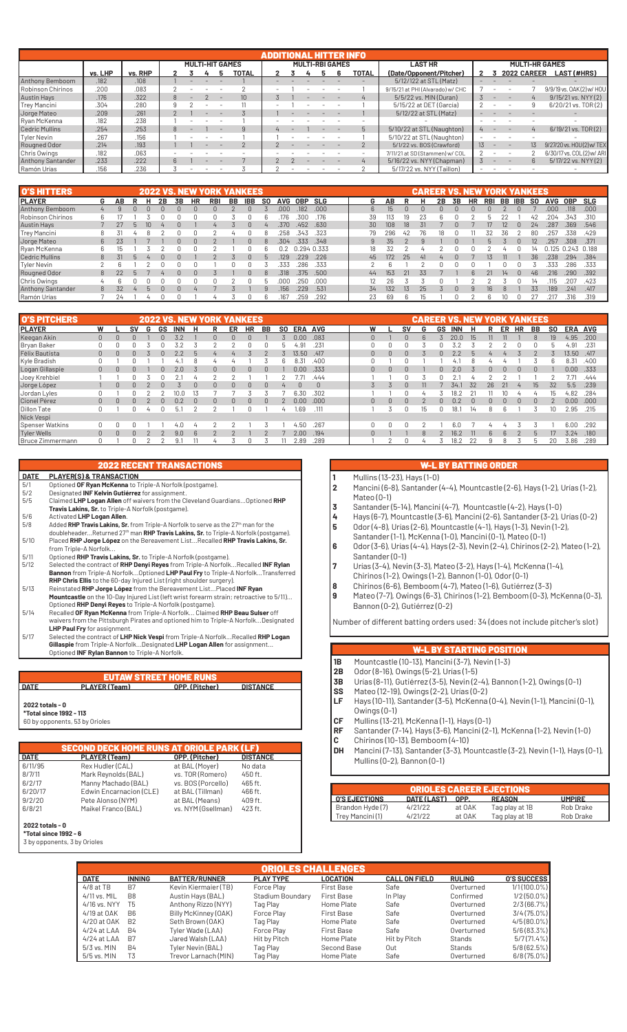## ADDITIONAL HITTER INFO

| | vs. LHP | vs. RHP | MULTI-HIT GAMES 2 | 3 | 4 | 5 | TOTAL | MULTI-RBI GAMES 2 | 3 | 4 | 5 | 6 | TOTAL | LAST HR (Date/Opponent/Pitcher) | MULTI-HR GAMES 2 | 3 | 2022 | CAREER | LAST (#HRS) |
|---|---|---|---|---|---|---|---|---|---|---|---|---|---|---|---|---|---|---|---|
| Anthony Bemboom | .182 | .108 | 1 | - | - | - | 1 | - | - | - | - | - | - | 5/12/22 at STL (Matz) | - | - | - | - | - |
| Robinson Chirinos | .200 | .083 | 2 | - | - | - | 2 | - | 1 | - | - | - | 1 | 9/15/21 at PHI (Alvarado) w/ CHC | 7 | - | - | 7 | 9/9/19 vs. OAK (2) w/ HOU |
| Austin Hays | .176 | .322 | 8 | - | 2 | - | 10 | 3 | 1 | - | - | - | 4 | 5/5/22 vs. MIN (Duran) | 3 | - | - | 4 | 9/15/21 vs. NYY (2) |
| Trey Mancini | .304 | .280 | 9 | 2 | - | - | 11 | - | 1 | - | - | - | 1 | 5/15/22 at DET (Garcia) | 2 | - | - | 9 | 6/20/21 vs. TOR (2) |
| Jorge Mateo | .209 | .261 | 2 | 1 | - | - | 3 | 1 | - | - | - | - | 1 | 5/12/22 at STL (Matz) | - | - | - | - | - |
| Ryan McKenna | .182 | .238 | 1 | - | - | - | 1 | - | - | - | - | - | - | - | - | - | - | - | - |
| Cedric Mullins | .254 | .253 | 8 | - | 1 | - | 9 | 4 | - | - | 1 | - | 5 | 5/10/22 at STL (Naughton) | 4 | - | - | 4 | 6/19/21 vs. TOR (2) |
| Tyler Nevin | .267 | .156 | 1 | - | - | - | 1 | 1 | - | - | - | - | 1 | 5/10/22 at STL (Naughton) | - | - | - | - | - |
| Rougned Odor | .214 | .193 | 1 | 1 | - | - | 2 | 2 | - | - | - | - | 2 | 5/1/22 vs. BOS (Crawford) | 13 | - | - | 13 | 9/27/20 vs. HOU (2) w/ TEX |
| Chris Owings | .182 | .063 | - | - | - | - | - | - | - | - | - | - | - | 7/11/21 at SD (Stammen) w/ COL | 2 | - | - | 2 | 6/30/17 vs. COL (2) w/ ARI |
| Anthony Santander | .233 | .222 | 6 | 1 | - | - | 7 | 2 | 2 | - | - | - | 4 | 5/16/22 vs. NYY (Chapman) | 3 | - | - | 6 | 5/17/22 vs. NYY (2) |
| Ramón Urías | .156 | .236 | 3 | - | - | - | 3 | 2 | - | - | - | - | 2 | 5/17/22 vs. NYY (Taillon) | - | - | - | - | - |

## O'S HITTERS — 2022 VS. NEW YORK YANKEES / CAREER VS. NEW YORK YANKEES

| PLAYER | G | AB | R | H | 2B | 3B | HR | RBI | BB | IBB | SO | AVG | OBP | SLG | G | AB | R | H | 2B | 3B | HR | RBI | BB | IBB | SO | AVG | OBP | SLG |
|---|---|---|---|---|---|---|---|---|---|---|---|---|---|---|---|---|---|---|---|---|---|---|---|---|---|---|---|---|
| Anthony Bemboom | 4 | 9 | 0 | 0 | 0 | 0 | 0 | 0 | 2 | 0 | 3 | .000 | .182 | .000 | 6 | 15 | 0 | 0 | 0 | 0 | 0 | 0 | 2 | 0 | 4 | .000 | .118 | .000 |
| Robinson Chirinos | 6 | 17 | 1 | 3 | 0 | 0 | 0 | 0 | 3 | 0 | 6 | .176 | .300 | .176 | 39 | 113 | 19 | 23 | 6 | 0 | 7 | 5 | 22 | 1 | 42 | .204 | .343 | .310 |
| Austin Hays | 7 | 27 | 5 | 10 | 4 | 0 | 1 | 4 | 3 | 0 | 4 | .370 | .452 | .630 | 30 | 108 | 18 | 31 | 7 | 0 | 7 | 17 | 12 | 0 | 24 | .287 | .369 | .546 |
| Trey Mancini | 8 | 31 | 4 | 8 | 2 | 0 | 0 | 2 | 4 | 0 | 8 | .258 | .343 | .323 | 79 | 296 | 42 | 76 | 18 | 0 | 11 | 32 | 36 | 2 | 80 | .257 | .338 | .429 |
| Jorge Mateo | 6 | 23 | 1 | 7 | 1 | 0 | 0 | 2 | 1 | 0 | 8 | .304 | .333 | .348 | 9 | 35 | 2 | 9 | 1 | 0 | 1 | 5 | 3 | 0 | 12 | .257 | .308 | .371 |
| Ryan McKenna | 6 | 15 | 1 | 3 | 2 | 0 | 0 | 2 | 1 | 0 | 6 | 0.2 | 0.294 | 0.333 | 18 | 32 | 2 | 4 | 2 | 0 | 0 | 2 | 4 | 0 | 14 | 0.125 | 0.243 | 0.188 |
| Cedric Mullins | 8 | 31 | 5 | 4 | 0 | 0 | 1 | 2 | 3 | 0 | 5 | .129 | .229 | .226 | 45 | 172 | 25 | 41 | 4 | 0 | 7 | 13 | 11 | 1 | 36 | .238 | .294 | .384 |
| Tyler Nevin | 2 | 6 | 1 | 2 | 0 | 0 | 0 | 1 | 0 | 0 | 3 | .333 | .286 | .333 | 2 | 6 | 1 | 2 | 0 | 0 | 0 | 1 | 0 | 0 | 3 | .333 | .286 | .333 |
| Rougned Odor | 8 | 22 | 5 | 7 | 4 | 0 | 0 | 3 | 1 | 0 | 8 | .318 | .375 | .500 | 44 | 153 | 21 | 33 | 7 | 1 | 6 | 21 | 14 | 0 | 46 | .216 | .290 | .392 |
| Chris Owings | 4 | 6 | 0 | 0 | 0 | 0 | 0 | 0 | 2 | 0 | 5 | .000 | .250 | .000 | 12 | 26 | 3 | 3 | 0 | 1 | 2 | 2 | 3 | 0 | 14 | .115 | .207 | .423 |
| Anthony Santander | 8 | 32 | 4 | 5 | 0 | 0 | 4 | 7 | 3 | 1 | 9 | .156 | .229 | .531 | 34 | 132 | 13 | 25 | 3 | 0 | 9 | 16 | 8 | 1 | 33 | .189 | .241 | .417 |
| Ramón Urías | 7 | 24 | 1 | 4 | 0 | 0 | 1 | 4 | 3 | 0 | 6 | .167 | .259 | .292 | 23 | 69 | 6 | 15 | 1 | 0 | 2 | 6 | 10 | 0 | 27 | .217 | .316 | .319 |

## O'S PITCHERS — 2022 VS. NEW YORK YANKEES / CAREER VS. NEW YORK YANKEES

| PLAYER | W | L | SV | G | GS | INN | H | R | ER | HR | BB | SO | ERA | AVG | W | L | SV | G | GS | INN | H | R | ER | HR | BB | SO | ERA | AVG |
|---|---|---|---|---|---|---|---|---|---|---|---|---|---|---|---|---|---|---|---|---|---|---|---|---|---|---|---|---|
| Keegan Akin | 0 | 0 | 0 | 1 | 0 | 3.2 | 1 | 0 | 0 | 0 | 0 | 3 | 0.00 | .083 | 0 | 1 | 0 | 6 | 3 | 20.0 | 15 | 11 | 11 | 1 | 8 | 19 | 4.95 | .200 |
| Bryan Baker | 0 | 0 | 0 | 3 | 0 | 3.2 | 3 | 2 | 2 | 0 | 0 | 5 | 4.91 | .231 | 0 | 0 | 0 | 3 | 0 | 3.2 | 3 | 2 | 2 | 0 | 0 | 5 | 4.91 | .231 |
| Félix Bautista | 0 | 0 | 0 | 3 | 0 | 2.2 | 5 | 4 | 4 | 3 | 2 | 3 | 13.50 | .417 | 0 | 0 | 0 | 3 | 0 | 2.2 | 5 | 4 | 4 | 3 | 2 | 3 | 13.50 | .417 |
| Kyle Bradish | 0 | 1 | 0 | 1 | 1 | 4.1 | 8 | 4 | 4 | 1 | 3 | 6 | 8.31 | .400 | 0 | 1 | 0 | 1 | 1 | 4.1 | 8 | 4 | 4 | 1 | 3 | 6 | 8.31 | .400 |
| Joey Krehbiel | 1 | 1 | 0 | 3 | 0 | 2.1 | 4 | 2 | 2 | 1 | 1 | 2 | 7.71 | .444 | 1 | 1 | 0 | 3 | 0 | 2.1 | 4 | 2 | 2 | 1 | 1 | 2 | 7.71 | .444 |
| Jorge López | 1 | 0 | 0 | 2 | 0 | 3 | 0 | 0 | 0 | 0 | 0 | 4 | 0 | 0 | 3 | 3 | 0 | 11 | 7 | 34.1 | 32 | 26 | 21 | 4 | 15 | 32 | 5.5 | .239 |
| Jordan Lyles | 0 | 1 | 0 | 2 | 2 | 10.0 | 13 | 7 | 7 | 3 | 3 | 7 | 6.30 | .302 | 1 | 1 | 0 | 4 | 3 | 18.2 | 21 | 11 | 10 | 4 | 4 | 15 | 4.82 | .284 |
| Logan Gillaspie | 0 | 0 | 0 | 1 | 0 | 2.0 | 3 | 0 | 0 | 0 | 0 | 1 | 0.00 | .333 | 0 | 0 | 0 | 1 | 0 | 2.0 | 3 | 0 | 0 | 0 | 0 | 1 | 0.00 | .333 |
| Cionel Pérez | 0 | 0 | 0 | 2 | 0 | 0.2 | 0 | 0 | 0 | 0 | 0 | 2 | 0.00 | .000 | 0 | 0 | 0 | 2 | 0 | 0.2 | 0 | 0 | 0 | 0 | 0 | 2 | 0.00 | .000 |
| Dillon Tate | 0 | 1 | 0 | 4 | 0 | 5.1 | 2 | 2 | 1 | 0 | 1 | 4 | 1.69 | .111 | 1 | 3 | 0 | 15 | 0 | 18.1 | 14 | 8 | 6 | 1 | 3 | 10 | 2.95 | .215 |
| Nick Vespi | | | | | | | | | | | | | | | | | | | | | | | | | | | | |
| Spenser Watkins | 0 | 0 | 0 | 1 | 1 | 4.0 | 4 | 2 | 2 | 1 | 3 | 1 | 4.50 | .267 | 0 | 0 | 0 | 2 | 1 | 6.0 | 7 | 4 | 4 | 3 | 3 | 1 | 6.00 | .292 |
| Tyler Wells | 0 | 0 | 0 | 2 | 2 | 9.0 | 6 | 2 | 2 | 1 | 2 | 7 | 2.00 | .194 | 0 | 1 | 1 | 8 | 2 | 16.2 | 11 | 6 | 6 | 2 | 5 | 17 | 3.24 | .180 |
| Bruce Zimmermann | 0 | 1 | 0 | 2 | 2 | 9.1 | 11 | 4 | 3 | 0 | 3 | 11 | 2.89 | .289 | 1 | 2 | 0 | 4 | 3 | 18.2 | 22 | 9 | 8 | 3 | 5 | 20 | 3.86 | .289 |

## 2022 RECENT TRANSACTIONS

| DATE | PLAYER(S) & TRANSACTION |
|---|---|
| 5/1 | Optioned **OF Ryan McKenna** to Triple-A Norfolk (postgame). |
| 5/2 | Designated **INF Kelvin Gutiérrez** for assignment. |
| 5/5 | Claimed **LHP Logan Allen** off waivers from the Cleveland Guardians...Optioned **RHP Travis Lakins, Sr.** to Triple-A Norfolk (postgame). |
| 5/6 | Activated **LHP Logan Allen**. |
| 5/8 | Added **RHP Travis Lakins, Sr.** from Triple-A Norfolk to serve as the 27th man for the doubleheader...Returned 27th man **RHP Travis Lakins, Sr.** to Triple-A Norfolk (postgame). |
| 5/10 | Placed **RHP Jorge López** on the Bereavement List...Recalled **RHP Travis Lakins, Sr.** from Triple-A Norfolk... |
| 5/11 | Optioned **RHP Travis Lakins, Sr.** to Triple-A Norfolk (postgame). |
| 5/12 | Selected the contract of **RHP Denyi Reyes** from Triple-A Norfolk...Recalled **INF Rylan Bannon** from Triple-A Norfolk...Optioned **LHP Paul Fry** to Triple-A Norfolk...Transferred **RHP Chris Ellis** to the 60-day Injured List (right shoulder surgery). |
| 5/13 | Reinstated **RHP Jorge López** from the Bereavement List...Placed **INF Ryan Mountcastle** on the 10-Day Injured List (left wrist forearm strain; retroactive to 5/11)...Optioned **RHP Denyi Reyes** to Triple-A Norfolk (postgame). |
| 5/14 | Recalled **OF Ryan McKenna** from Triple-A Norfolk... Claimed **RHP Beau Sulser** off waivers from the Pittsburgh Pirates and optioned him to Triple-A Norfolk...Designated **LHP Paul Fry** for assignment. |
| 5/17 | Selected the contract of **LHP Nick Vespi** from Triple-A Norfolk...Recalled **RHP Logan Gillaspie** from Triple-A Norfolk...Designated **LHP Logan Allen** for assignment... Optioned **INF Rylan Bannon** to Triple-A Norfolk. |

## EUTAW STREET HOME RUNS

| DATE | PLAYER (Team) | OPP. (Pitcher) | DISTANCE |
|---|---|---|---|

**2022 totals - 0**
***Total since 1992 - 113***
60 by opponents, 53 by Orioles

## SECOND DECK HOME RUNS AT ORIOLE PARK (LF)

| DATE | PLAYER (Team) | OPP. (Pitcher) | DISTANCE |
|---|---|---|---|
| 6/11/95 | Rex Hudler (CAL) | at BAL (Moyer) | No data |
| 8/7/11 | Mark Reynolds (BAL) | vs. TOR (Romero) | 450 ft. |
| 6/2/17 | Manny Machado (BAL) | vs. BOS (Porcello) | 465 ft. |
| 6/20/17 | Edwin Encarnacion (CLE) | at BAL (Tillman) | 466 ft. |
| 9/2/20 | Pete Alonso (NYM) | at BAL (Means) | 409 ft. |
| 6/8/21 | Maikel Franco (BAL) | vs. NYM (Gsellman) | 423 ft. |

**2022 totals - 0**
***Total since 1992 - 6***
3 by opponents, 3 by Orioles

## W-L BY BATTING ORDER

1. Mullins (13-23), Hays (1-0)
2. Mancini (6-8), Santander (4-4), Mountcastle (2-6), Hays (1-2), Urías (1-2), Mateo (0-1)
3. Santander (5-14), Mancini (4-7), Mountcastle (4-2), Hays (1-0)
4. Hays (6-7), Mountcastle (3-6), Mancini (2-6), Santander (3-2), Urías (0-2)
5. Odor (4-8), Urías (2-6), Mountcastle (4-1), Hays (1-3), Nevin (1-2), Santander (1-1), McKenna (1-0), Mancini (1-0), Mateo (0-1)
6. Odor (3-6), Urías (4-4), Hays (2-3), Nevin (2-4), Chirinos (2-2), Mateo (1-2), Santander (0-1)
7. Urías (3-4), Nevin (3-3), Mateo (3-2), Hays (1-4), McKenna (1-4), Chirinos (1-2), Owings (1-2), Bannon (1-0), Odor (0-1)
8. Chirinos (6-6), Bemboom (4-7), Mateo (1-6), Gutiérrez (3-3)
9. Mateo (7-7), Owings (6-3), Chirinos (1-2), Bemboom (0-3), McKenna (0-3), Bannon (0-2), Gutiérrez (0-2)

Number of different batting orders used: 34 (does not include pitcher's slot)

## W-L BY STARTING POSITION

- **1B** Mountcastle (10-13), Mancini (3-7), Nevin (1-3)
- **2B** Odor (8-16), Owings (5-2), Urías (1-5)
- **3B** Urías (8-11), Gutiérrez (3-5), Nevin (2-4), Bannon (1-2), Owings (0-1)
- **SS** Mateo (12-19), Owings (2-2), Urías (0-2)
- **LF** Hays (10-11), Santander (3-5), McKenna (0-4), Nevin (1-1), Mancini (0-1), Owings (0-1)
- **CF** Mullins (13-21), McKenna (1-1), Hays (0-1)
- **RF** Santander (7-14), Hays (3-6), Mancini (2-1), McKenna (1-2), Nevin (1-0)
- **C** Chirinos (10-13), Bemboom (4-10)
- **DH** Mancini (7-13), Santander (3-3), Mountcastle (3-2), Nevin (1-1), Hays (0-1), Mullins (0-2), Bannon (0-1)

## ORIOLES CAREER EJECTIONS

| O'S EJECTIONS | DATE (LAST) | OPP. | REASON | UMPIRE |
|---|---|---|---|---|
| Brandon Hyde (7) | 4/21/22 | at OAK | Tag play at 1B | Rob Drake |
| Trey Mancini (1) | 4/21/22 | at OAK | Tag play at 1B | Rob Drake |

## ORIOLES CHALLENGES

| DATE | INNING | BATTER/RUNNER | PLAY TYPE | LOCATION | CALL ON FIELD | RULING | O'S SUCCESS |
|---|---|---|---|---|---|---|---|
| 4/8 at TB | B7 | Kevin Kiermaier (TB) | Force Play | First Base | Safe | Overturned | 1/1 (100.0%) |
| 4/11 vs. MIL | B8 | Austin Hays (BAL) | Stadium Boundary | First Base | In Play | Confirmed | 1/2 (50.0%) |
| 4/16 vs. NYY | T5 | Anthony Rizzo (NYY) | Tag Play | Home Plate | Safe | Overturned | 2/3 (66.7%) |
| 4/19 at OAK | B6 | Billy McKinney (OAK) | Force Play | First Base | Safe | Overturned | 3/4 (75.0%) |
| 4/20 at OAK | B2 | Seth Brown (OAK) | Tag Play | Home Plate | Safe | Overturned | 4/5 (80.0%) |
| 4/24 at LAA | B4 | Tyler Wade (LAA) | Force Play | First Base | Safe | Overturned | 5/6 (83.3%) |
| 4/24 at LAA | B7 | Jared Walsh (LAA) | Hit by Pitch | Home Plate | Hit by Pitch | Stands | 5/7 (71.4%) |
| 5/3 vs. MIN | B4 | Tyler Nevin (BAL) | Tag Play | Second Base | Out | Stands | 5/8 (62.5%) |
| 5/5 vs. MIN | T3 | Trevor Larnach (MIN) | Tag Play | Home Plate | Safe | Overturned | 6/8 (75.0%) |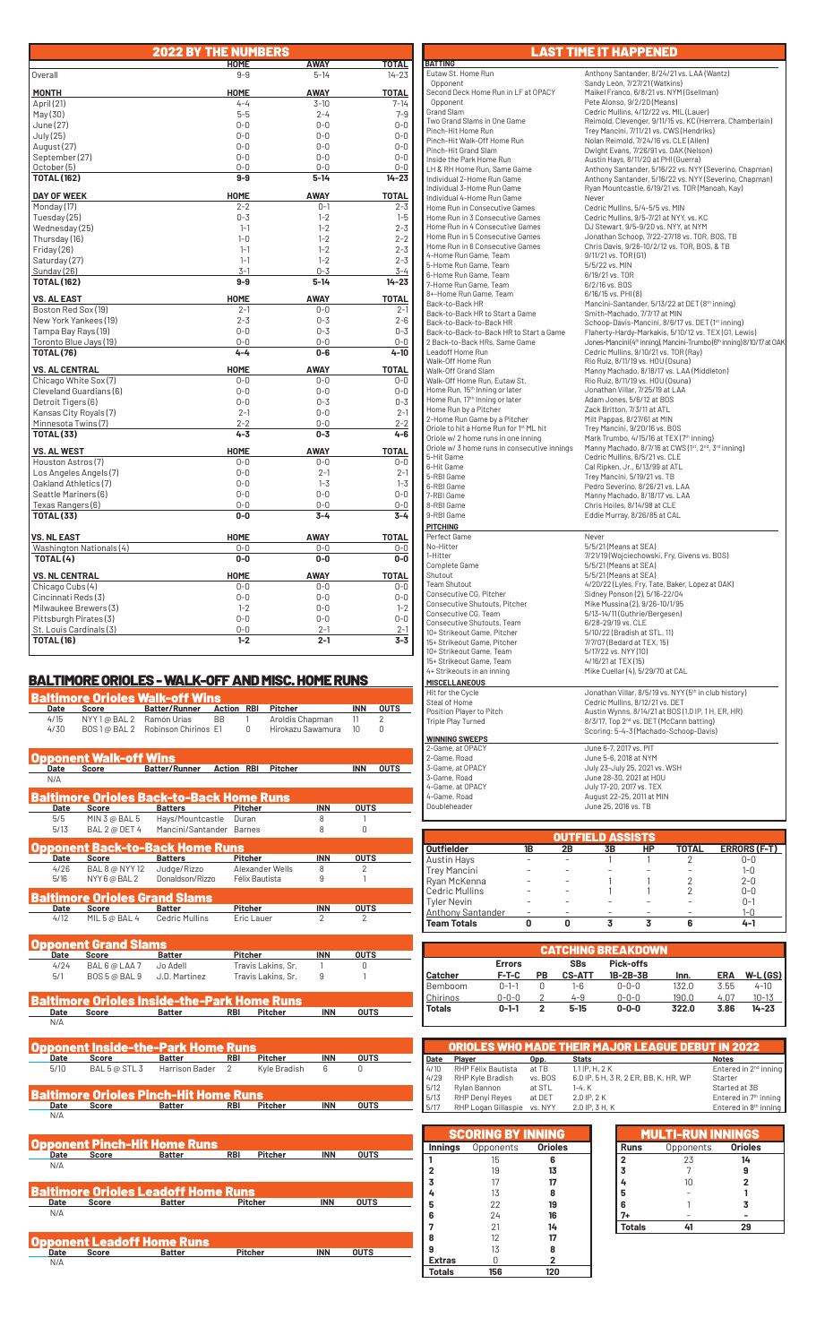## 2022 BY THE NUMBERS

| | HOME | AWAY | TOTAL |
|---|---|---|---|
| Overall | 9-9 | 5-14 | 14-23 |
| **MONTH** | **HOME** | **AWAY** | **TOTAL** |
| April (21) | 4-4 | 3-10 | 7-14 |
| May (30) | 5-5 | 2-4 | 7-9 |
| June (27) | 0-0 | 0-0 | 0-0 |
| July (25) | 0-0 | 0-0 | 0-0 |
| August (27) | 0-0 | 0-0 | 0-0 |
| September (27) | 0-0 | 0-0 | 0-0 |
| October (5) | 0-0 | 0-0 | 0-0 |
| **TOTAL (162)** | **9-9** | **5-14** | **14-23** |
| **DAY OF WEEK** | **HOME** | **AWAY** | **TOTAL** |
| Monday (17) | 2-2 | 0-1 | 2-3 |
| Tuesday (25) | 0-3 | 1-2 | 1-5 |
| Wednesday (25) | 1-1 | 1-2 | 2-3 |
| Thursday (16) | 1-0 | 1-2 | 2-2 |
| Friday (26) | 1-1 | 1-2 | 2-3 |
| Saturday (27) | 1-1 | 1-2 | 2-3 |
| Sunday (26) | 3-1 | 0-3 | 3-4 |
| **TOTAL (162)** | **9-9** | **5-14** | **14-23** |
| **VS. AL EAST** | **HOME** | **AWAY** | **TOTAL** |
| Boston Red Sox (19) | 2-1 | 0-0 | 2-1 |
| New York Yankees (19) | 2-3 | 0-3 | 2-6 |
| Tampa Bay Rays (19) | 0-0 | 0-3 | 0-3 |
| Toronto Blue Jays (19) | 0-0 | 0-0 | 0-0 |
| **TOTAL (76)** | **4-4** | **0-6** | **4-10** |
| **VS. AL CENTRAL** | **HOME** | **AWAY** | **TOTAL** |
| Chicago White Sox (7) | 0-0 | 0-0 | 0-0 |
| Cleveland Guardians (6) | 0-0 | 0-0 | 0-0 |
| Detroit Tigers (6) | 0-0 | 0-3 | 0-3 |
| Kansas City Royals (7) | 2-1 | 0-0 | 2-1 |
| Minnesota Twins (7) | 2-2 | 0-0 | 2-2 |
| **TOTAL (33)** | **4-3** | **0-3** | **4-6** |
| **VS. AL WEST** | **HOME** | **AWAY** | **TOTAL** |
| Houston Astros (7) | 0-0 | 0-0 | 0-0 |
| Los Angeles Angels (7) | 0-0 | 2-1 | 2-1 |
| Oakland Athletics (7) | 0-0 | 1-3 | 1-3 |
| Seattle Mariners (6) | 0-0 | 0-0 | 0-0 |
| Texas Rangers (6) | 0-0 | 0-0 | 0-0 |
| **TOTAL (33)** | **0-0** | **3-4** | **3-4** |
| **VS. NL EAST** | **HOME** | **AWAY** | **TOTAL** |
| Washington Nationals (4) | 0-0 | 0-0 | 0-0 |
| **TOTAL (4)** | **0-0** | **0-0** | **0-0** |
| **VS. NL CENTRAL** | **HOME** | **AWAY** | **TOTAL** |
| Chicago Cubs (4) | 0-0 | 0-0 | 0-0 |
| Cincinnati Reds (3) | 0-0 | 0-0 | 0-0 |
| Milwaukee Brewers (3) | 1-2 | 0-0 | 1-2 |
| Pittsburgh Pirates (3) | 0-0 | 0-0 | 0-0 |
| St. Louis Cardinals (3) | 0-0 | 2-1 | 2-1 |
| **TOTAL (16)** | **1-2** | **2-1** | **3-3** |

## BALTIMORE ORIOLES - WALK-OFF AND MISC. HOME RUNS

### Baltimore Orioles Walk-off Wins

| Date | Score | Batter/Runner | Action | RBI | Pitcher | INN | OUTS |
|---|---|---|---|---|---|---|---|
| 4/15 | NYY 1 @ BAL 2 | Ramón Urías | BB | 1 | Aroldis Chapman | 11 | 2 |
| 4/30 | BOS 1 @ BAL 2 | Robinson Chirinos | E1 | 0 | Hirokazu Sawamura | 10 | 0 |

### Opponent Walk-off Wins

| Date | Score | Batter/Runner | Action | RBI | Pitcher | INN | OUTS |
|---|---|---|---|---|---|---|---|
| N/A | | | | | | | |

### Baltimore Orioles Back-to-Back Home Runs

| Date | Score | Batters | Pitcher | INN | OUTS |
|---|---|---|---|---|---|
| 5/5 | MIN 3 @ BAL 5 | Hays/Mountcastle | Duran | 8 | 1 |
| 5/13 | BAL 2 @ DET 4 | Mancini/Santander | Barnes | 8 | 0 |

### Opponent Back-to-Back Home Runs

| Date | Score | Batters | Pitcher | INN | OUTS |
|---|---|---|---|---|---|
| 4/26 | BAL 8 @ NYY 12 | Judge/Rizzo | Alexander Wells | 8 | 2 |
| 5/16 | NYY 6 @ BAL 2 | Donaldson/Rizzo | Félix Bautista | 9 | 1 |

### Baltimore Orioles Grand Slams

| Date | Score | Batter | Pitcher | INN | OUTS |
|---|---|---|---|---|---|
| 4/12 | MIL 5 @ BAL 4 | Cedric Mullins | Eric Lauer | 2 | 2 |

### Opponent Grand Slams

| Date | Score | Batter | Pitcher | INN | OUTS |
|---|---|---|---|---|---|
| 4/24 | BAL 6 @ LAA 7 | Jo Adell | Travis Lakins, Sr. | 1 | 0 |
| 5/1 | BOS 5 @ BAL 9 | J.D. Martinez | Travis Lakins, Sr. | 9 | 1 |

### Baltimore Orioles Inside-the-Park Home Runs

| Date | Score | Batter | RBI | Pitcher | INN | OUTS |
|---|---|---|---|---|---|---|
| N/A | | | | | | |

### Opponent Inside-the-Park Home Runs

| Date | Score | Batter | RBI | Pitcher | INN | OUTS |
|---|---|---|---|---|---|---|
| 5/10 | BAL 5 @ STL 3 | Harrison Bader | 2 | Kyle Bradish | 6 | 0 |

### Baltimore Orioles Pinch-Hit Home Runs

| Date | Score | Batter | RBI | Pitcher | INN | OUTS |
|---|---|---|---|---|---|---|
| N/A | | | | | | |

### Opponent Pinch-Hit Home Runs

| Date | Score | Batter | RBI | Pitcher | INN | OUTS |
|---|---|---|---|---|---|---|
| N/A | | | | | | |

### Baltimore Orioles Leadoff Home Runs

| Date | Score | Batter | Pitcher | INN | OUTS |
|---|---|---|---|---|---|
| N/A | | | | | |

### Opponent Leadoff Home Runs

| Date | Score | Batter | Pitcher | INN | OUTS |
|---|---|---|---|---|---|
| N/A | | | | | |

## LAST TIME IT HAPPENED

| **BATTING** | |
|---|---|
| Eutaw St. Home Run | Anthony Santander, 8/24/21 vs. LAA (Wantz) |
| Opponent | Sandy León, 7/27/21 (Watkins) |
| Second Deck Home Run in LF at OPACY | Maikel Franco, 6/8/21 vs. NYM (Gsellman) |
| Opponent | Pete Alonso, 9/2/20 (Means) |
| Grand Slam | Cedric Mullins, 4/12/22 vs. MIL (Lauer) |
| Two Grand Slams in One Game | Reimold, Clevenger, 9/11/15 vs. KC (Herrera, Chamberlain) |
| Pinch-Hit Home Run | Trey Mancini, 7/11/21 vs. CWS (Hendriks) |
| Pinch-Hit Walk-Off Home Run | Nolan Reimold, 7/24/16 vs. CLE (Allen) |
| Pinch-Hit Grand Slam | Dwight Evans, 7/26/91 vs. OAK (Nelson) |
| Inside the Park Home Run | Austin Hays, 8/11/20 at PHI (Guerra) |
| LH & RH Home Run, Same Game | Anthony Santander, 5/16/22 vs. NYY (Severino, Chapman) |
| Individual 2-Home Run Game | Anthony Santander, 5/16/22 vs. NYY (Severino, Chapman) |
| Individual 3-Home Run Game | Ryan Mountcastle, 6/19/21 vs. TOR (Manoah, Kay) |
| Individual 4-Home Run Game | Never |
| Home Run in Consecutive Games | Cedric Mullins, 5/4-5/5 vs. MIN |
| Home Run in 3 Consecutive Games | Cedric Mullins, 9/5-7/21 at NYY, vs. KC |
| Home Run in 4 Consecutive Games | DJ Stewart, 9/5-9/20 vs. NYY, at NYM |
| Home Run in 5 Consecutive Games | Jonathan Schoop, 7/22-27/18 vs. TOR, BOS, TB |
| Home Run in 6 Consecutive Games | Chris Davis, 9/26-10/2/12 vs. TOR, BOS, & TB |
| 4-Home Run Game, Team | 9/11/21 vs. TOR (G1) |
| 5-Home Run Game, Team | 5/5/22 vs. MIN |
| 6-Home Run Game, Team | 6/19/21 vs. TOR |
| 7-Home Run Game, Team | 6/2/16 vs. BOS |
| 8+-Home Run Game, Team | 6/16/15 vs. PHI (8) |
| Back-to-Back HR | Mancini-Santander, 5/13/22 at DET (8th inning) |
| Back-to-Back HR to Start a Game | Smith-Machado, 7/7/17 at MIN |
| Back-to-Back-to-Back HR | Schoop-Davis-Mancini, 8/6/17 vs. DET (1st inning) |
| Back-to-Back-to-Back HR to Start a Game | Flaherty-Hardy-Markakis, 5/10/12 vs. TEX (G1, Lewis) |
| 2 Back-to-Back HRs, Same Game | Jones-Mancini (4th inning), Mancini-Trumbo (6th inning) 8/10/17 at OAK |
| Leadoff Home Run | Cedric Mullins, 9/10/21 vs. TOR (Ray) |
| Walk-Off Home Run | Rio Ruiz, 8/11/19 vs. HOU (Osuna) |
| Walk-Off Grand Slam | Manny Machado, 8/18/17 vs. LAA (Middleton) |
| Walk-Off Home Run, Eutaw St. | Rio Ruiz, 8/11/19 vs. HOU (Osuna) |
| Home Run, 15th Inning or later | Jonathan Villar, 7/25/19 at LAA |
| Home Run, 17th Inning or later | Adam Jones, 5/6/12 at BOS |
| Home Run by a Pitcher | Zack Britton, 7/3/11 at ATL |
| 2-Home Run Game by a Pitcher | Milt Pappas, 8/27/61 at MIN |
| Oriole to hit a Home Run for 1st ML hit | Trey Mancini, 9/20/16 vs. BOS |
| Oriole w/ 2 home runs in one inning | Mark Trumbo, 4/15/16 at TEX (7th inning) |
| Oriole w/ 3 home runs in consecutive innings | Manny Machado, 8/7/16 at CWS (1st, 2nd, 3rd inning) |
| 5-Hit Game | Cedric Mullins, 6/5/21 vs. CLE |
| 6-Hit Game | Cal Ripken, Jr., 6/13/99 at ATL |
| 5-RBI Game | Trey Mancini, 5/19/21 vs. TB |
| 6-RBI Game | Pedro Severino, 8/26/21 vs. LAA |
| 7-RBI Game | Manny Machado, 8/18/17 vs. LAA |
| 8-RBI Game | Chris Hoiles, 8/14/98 at CLE |
| 9-RBI Game | Eddie Murray, 8/26/85 at CAL |
| **PITCHING** | |
| Perfect Game | Never |
| No-Hitter | 5/5/21 (Means at SEA) |
| 1-Hitter | 7/21/19 (Wojciechowski, Fry, Givens vs. BOS) |
| Complete Game | 5/5/21 (Means at SEA) |
| Shutout | 5/5/21 (Means at SEA) |
| Team Shutout | 4/20/22 (Lyles, Fry, Tate, Baker, López at OAK) |
| Consecutive CG, Pitcher | Sidney Ponson (2), 5/16-22/04 |
| Consecutive Shutouts, Pitcher | Mike Mussina (2), 9/26-10/1/95 |
| Consecutive CG, Team | 5/13-14/11 (Guthrie/Bergesen) |
| Consecutive Shutouts, Team | 6/28-29/19 vs. CLE |
| 10+ Strikeout Game, Pitcher | 5/10/22 (Bradish at STL, 11) |
| 15+ Strikeout Game, Pitcher | 7/7/07 (Bedard at TEX, 15) |
| 10+ Strikeout Game, Team | 5/17/22 vs. NYY (10) |
| 15+ Strikeout Game, Team | 4/16/21 at TEX (15) |
| 4+ Strikeouts in an inning | Mike Cuellar (4), 5/29/70 at CAL |
| **MISCELLANEOUS** | |
| Hit for the Cycle | Jonathan Villar, 8/5/19 vs. NYY (5th in club history) |
| Steal of Home | Cedric Mullins, 8/12/21 vs. DET |
| Position Player to Pitch | Austin Wynns, 8/14/21 at BOS (1.0 IP, 1 H, ER, HR) |
| Triple Play Turned | 8/3/17, Top 2nd vs. DET (McCann batting) |
| | Scoring: 5-4-3 (Machado-Schoop-Davis) |
| **WINNING SWEEPS** | |
| 2-Game, at OPACY | June 6-7, 2017 vs. PIT |
| 2-Game, Road | June 5-6, 2018 at NYM |
| 3-Game, at OPACY | July 23-July 25, 2021 vs. WSH |
| 3-Game, Road | June 28-30, 2021 at HOU |
| 4-Game, at OPACY | July 17-20, 2017 vs. TEX |
| 4-Game, Road | August 22-25, 2011 at MIN |
| Doubleheader | June 25, 2016 vs. TB |

## OUTFIELD ASSISTS

| Outfielder | 1B | 2B | 3B | HP | TOTAL | ERRORS (F-T) |
|---|---|---|---|---|---|---|
| Austin Hays | - | - | 1 | 1 | 2 | 0-0 |
| Trey Mancini | - | - | - | - | - | 1-0 |
| Ryan McKenna | - | - | 1 | 1 | 2 | 2-0 |
| Cedric Mullins | - | - | 1 | 1 | 2 | 0-0 |
| Tyler Nevin | - | - | - | - | - | 0-1 |
| Anthony Santander | - | - | - | - | - | 1-0 |
| **Team Totals** | **0** | **0** | **3** | **3** | **6** | **4-1** |

## CATCHING BREAKDOWN

| Catcher | Errors F-T-C | PB | SBs CS-ATT | Pick-offs 1B-2B-3B | Inn. | ERA | W-L (GS) |
|---|---|---|---|---|---|---|---|
| Bemboom | 0-1-1 | 0 | 1-6 | 0-0-0 | 132.0 | 3.55 | 4-10 |
| Chirinos | 0-0-0 | 2 | 4-9 | 0-0-0 | 190.0 | 4.07 | 10-13 |
| **Totals** | **0-1-1** | **2** | **5-15** | **0-0-0** | **322.0** | **3.86** | **14-23** |

## ORIOLES WHO MADE THEIR MAJOR LEAGUE DEBUT IN 2022

| Date | Player | Opp. | Stats | Notes |
|---|---|---|---|---|
| 4/10 | RHP Félix Bautista | at TB | 1.1 IP, H, 2 K | Entered in 2nd inning |
| 4/29 | RHP Kyle Bradish | vs. BOS | 6.0 IP, 5 H, 3 R, 2 ER, BB, K, HR, WP | Starter |
| 5/12 | Rylan Bannon | at STL | 1-4, K | Started at 3B |
| 5/13 | RHP Denyi Reyes | at DET | 2.0 IP, 2 K | Entered in 7th inning |
| 5/17 | RHP Logan Gillaspie | vs. NYY | 2.0 IP, 3 H, K | Entered in 8th inning |

## SCORING BY INNING

| Innings | Opponents | Orioles |
|---|---|---|
| 1 | 15 | 6 |
| 2 | 19 | 13 |
| 3 | 17 | 17 |
| 4 | 13 | 8 |
| 5 | 22 | 19 |
| 6 | 24 | 16 |
| 7 | 21 | 14 |
| 8 | 12 | 17 |
| 9 | 13 | 8 |
| Extras | 0 | 2 |
| **Totals** | **156** | **120** |

## MULTI-RUN INNINGS

| Runs | Opponents | Orioles |
|---|---|---|
| 2 | 23 | 14 |
| 3 | 7 | 9 |
| 4 | 10 | 2 |
| 5 | - | 1 |
| 6 | 1 | 3 |
| 7+ | - | - |
| **Totals** | **41** | **29** |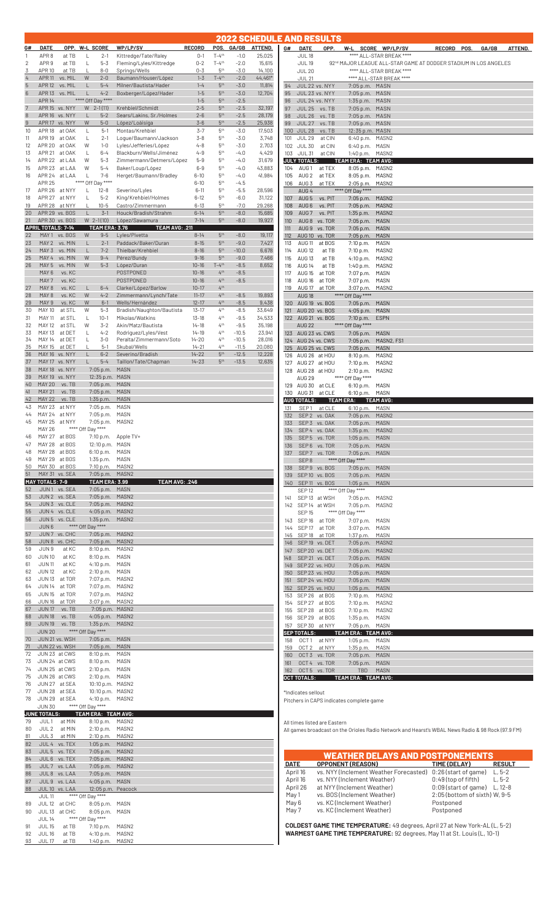# 2022 SCHEDULE AND RESULTS

| G# | DATE | OPP. | W-L | SCORE | WP/LP/SV | RECORD | POS. | GA/GB | ATTEND. |
|---|---|---|---|---|---|---|---|---|---|
| 1 | APR 8 | at TB | L | 2-1 | Kittredge/Tate/Raley | 0-1 | T-4th | -1.0 | 25,025 |
| 2 | APR 9 | at TB | L | 5-3 | Fleming/Lyles/Kittredge | 0-2 | T-4th | -2.0 | 15,615 |
| 3 | APR 10 | at TB | L | 8-0 | Springs/Wells | 0-3 | 5th | -3.0 | 14,100 |
| 4 | APR 11 | vs. MIL | W | 2-0 | Baumann/Houser/López | 1-3 | T-4th | -2.0 | 44,461* |
| 5 | APR 12 | vs. MIL | L | 5-4 | Milner/Bautista/Hader | 1-4 | 5th | -3.0 | 11,814 |
| 6 | APR 13 | vs. MIL | L | 4-2 | Boxberger/López/Hader | 1-5 | 5th | -3.0 | 12,704 |
| | APR 14 | | **** Off Day **** | | | 1-5 | 5th | -2.5 | |
| 7 | APR 15 | vs. NYY | W | 2-1 (11) | Krehbiel/Schmidt | 2-5 | 5th | -2.5 | 32,197 |
| 8 | APR 16 | vs. NYY | L | 5-2 | Sears/Lakins, Sr./Holmes | 2-6 | 5th | -2.5 | 28,179 |
| 9 | APR 17 | vs. NYY | W | 5-0 | López/Loáisiga | 3-6 | 5th | -2.5 | 25,938 |
| 10 | APR 18 | at OAK | L | 5-1 | Montas/Krehbiel | 3-7 | 5th | -3.0 | 17,503 |
| 11 | APR 19 | at OAK | L | 2-1 | Logue/Baumann/Jackson | 3-8 | 5th | -3.0 | 3,748 |
| 12 | APR 20 | at OAK | W | 1-0 | Lyles/Jefferies/López | 4-8 | 5th | -3.0 | 2,703 |
| 13 | APR 21 | at OAK | L | 6-4 | Blackburn/Wells/Jiménez | 4-9 | 5th | -4.0 | 4,429 |
| 14 | APR 22 | at LAA | W | 5-3 | Zimmermann/Detmers/López | 5-9 | 5th | -4.0 | 31,679 |
| 15 | APR 23 | at LAA | W | 5-4 | Baker/Loup/López | 6-9 | 5th | -4.0 | 43,883 |
| 16 | APR 24 | at LAA | L | 7-6 | Herget/Baumann/Bradley | 6-10 | 5th | -4.0 | 41,984 |
| | APR 25 | | **** Off Day **** | | | 6-10 | 5th | -4.5 | |
| 17 | APR 26 | at NYY | L | 12-8 | Severino/Lyles | 6-11 | 5th | -5.5 | 28,596 |
| 18 | APR 27 | at NYY | L | 5-2 | King/Krehbiel/Holmes | 6-12 | 5th | -6.0 | 31,122 |
| 19 | APR 28 | at NYY | L | 10-5 | Castro/Zimmermann | 6-13 | 5th | -7.0 | 29,268 |
| 20 | APR 29 | vs. BOS | L | 3-1 | Houck/Bradish/Strahm | 6-14 | 5th | -8.0 | 15,685 |
| 21 | APR 30 | vs. BOS | W | 2-1 (10) | López/Sawamura | 7-14 | 5th | -8.0 | 19,927 |
| **APRIL TOTALS: 7-14** | | | **TEAM ERA: 3.76** | | **TEAM AVG: .211** | | | | |
| 22 | MAY 1 | vs. BOS | W | 9-5 | Lyles/Pivetta | 8-14 | 5th | -8.0 | 19,117 |
| 23 | MAY 2 | vs. MIN | L | 2-1 | Paddack/Baker/Duran | 8-15 | 5th | -9.0 | 7,427 |
| 24 | MAY 3 | vs. MIN | L | 7-2 | Thielbar/Krehbiel | 8-16 | 5th | -10.0 | 6,678 |
| 25 | MAY 4 | vs. MIN | W | 9-4 | Pérez/Bundy | 9-16 | 5th | -9.0 | 7,466 |
| 26 | MAY 5 | vs. MIN | W | 5-3 | López/Duran | 10-16 | T-4th | -8.5 | 8,652 |
| | MAY 6 | vs. KC | | POSTPONED | | 10-16 | 4th | -8.5 | |
| | MAY 7 | vs. KC | | POSTPONED | | 10-16 | 4th | -8.5 | |
| 27 | MAY 8 | vs. KC | L | 6-4 | Clarke/López/Barlow | 10-17 | 4th | | |
| 28 | MAY 8 | vs. KC | W | 4-2 | Zimmermann/Lynch/Tate | 11-17 | 4th | -8.5 | 19,883 |
| 29 | MAY 9 | vs. KC | W | 6-1 | Wells/Hernández | 12-17 | 4th | -8.5 | 9,438 |
| 30 | MAY 10 | at STL | W | 5-3 | Bradish/Naughton/Bautista | 13-17 | 4th | -8.5 | 33,649 |
| 31 | MAY 11 | at STL | L | 10-1 | Mikolas/Watkins | 13-18 | 4th | -9.5 | 34,533 |
| 32 | MAY 12 | at STL | W | 3-2 | Akin/Matz/Bautista | 14-18 | 4th | -9.5 | 35,198 |
| 33 | MAY 13 | at DET | L | 4-2 | Rodriguez/Lyles/Vest | 14-19 | 4th | -10.5 | 23,941 |
| 34 | MAY 14 | at DET | L | 3-0 | Peralta/Zimmermann/Soto | 14-20 | 4th | -10.5 | 28,016 |
| 35 | MAY 15 | at DET | L | 5-1 | Skubal/Wells | 14-21 | 4th | -11.5 | 20,080 |
| 36 | MAY 16 | vs. NYY | L | 6-2 | Severino/Bradish | 14-22 | 5th | -12.5 | 12,228 |
| 37 | MAY 17 | vs. NYY | L | 5-4 | Taillon/Tate/Chapman | 14-23 | 5th | -13.5 | 12,635 |
| 38 | MAY 18 | vs. NYY | | 7:05 p.m. | MASN | | | | |
| 39 | MAY 19 | vs. NYY | | 12:35 p.m. | MASN | | | | |
| 40 | MAY 20 | vs. TB | | 7:05 p.m. | MASN | | | | |
| 41 | MAY 21 | vs. TB | | 7:05 p.m. | MASN | | | | |
| 42 | MAY 22 | vs. TB | | 1:35 p.m. | MASN | | | | |
| 43 | MAY 23 | at NYY | | 7:05 p.m. | MASN | | | | |
| 44 | MAY 24 | at NYY | | 7:05 p.m. | MASN | | | | |
| 45 | MAY 25 | at NYY | | 7:05 p.m. | MASN2 | | | | |
| | MAY 26 | | **** Off Day **** | | | | | | |
| 46 | MAY 27 | at BOS | | 7:10 p.m. | Apple TV+ | | | | |
| 47 | MAY 28 | at BOS | | 12:10 p.m. | MASN | | | | |
| 48 | MAY 28 | at BOS | | 6:10 p.m. | MASN | | | | |
| 49 | MAY 29 | at BOS | | 1:35 p.m. | MASN | | | | |
| 50 | MAY 30 | at BOS | | 7:10 p.m. | MASN2 | | | | |
| 51 | MAY 31 | vs. SEA | | 7:05 p.m. | MASN2 | | | | |
| **MAY TOTALS: 7-9** | | | **TEAM ERA: 3.99** | | **TEAM AVG: .246** | | | | |
| 52 | JUN 1 | vs. SEA | | 7:05 p.m. | MASN | | | | |
| 53 | JUN 2 | vs. SEA | | 7:05 p.m. | MASN2 | | | | |
| 54 | JUN 3 | vs. CLE | | 7:05 p.m. | MASN2 | | | | |
| 55 | JUN 4 | vs. CLE | | 4:05 p.m. | MASN2 | | | | |
| 56 | JUN 5 | vs. CLE | | 1:35 p.m. | MASN2 | | | | |
| | JUN 6 | | **** Off Day **** | | | | | | |
| 57 | JUN 7 | vs. CHC | | 7:05 p.m. | MASN2 | | | | |
| 58 | JUN 8 | vs. CHC | | 7:05 p.m. | MASN2 | | | | |
| 59 | JUN 9 | at KC | | 8:10 p.m. | MASN2 | | | | |
| 60 | JUN 10 | at KC | | 8:10 p.m. | MASN | | | | |
| 61 | JUN 11 | at KC | | 4:10 p.m. | MASN | | | | |
| 62 | JUN 12 | at KC | | 2:10 p.m. | MASN | | | | |
| 63 | JUN 13 | at TOR | | 7:07 p.m. | MASN2 | | | | |
| 64 | JUN 14 | at TOR | | 7:07 p.m. | MASN2 | | | | |
| 65 | JUN 15 | at TOR | | 7:07 p.m. | MASN2 | | | | |
| 66 | JUN 16 | at TOR | | 3:07 p.m. | MASN2 | | | | |
| 67 | JUN 17 | vs. TB | | 7:05 p.m. | MASN2 | | | | |
| 68 | JUN 18 | vs. TB | | 4:05 p.m. | MASN2 | | | | |
| 69 | JUN 19 | vs. TB | | 1:35 p.m. | MASN2 | | | | |
| | JUN 20 | | **** Off Day **** | | | | | | |
| 70 | JUN 21 | vs. WSH | | 7:05 p.m. | MASN | | | | |
| 71 | JUN 22 | vs. WSH | | 7:05 p.m. | MASN | | | | |
| 72 | JUN 23 | at CWS | | 8:10 p.m. | MASN | | | | |
| 73 | JUN 24 | at CWS | | 8:10 p.m. | MASN | | | | |
| 74 | JUN 25 | at CWS | | 2:10 p.m. | MASN | | | | |
| 75 | JUN 26 | at CWS | | 2:10 p.m. | MASN | | | | |
| 76 | JUN 27 | at SEA | | 10:10 p.m. | MASN2 | | | | |
| 77 | JUN 28 | at SEA | | 10:10 p.m. | MASN2 | | | | |
| 78 | JUN 29 | at SEA | | 4:10 p.m. | MASN2 | | | | |
| | JUN 30 | | **** Off Day **** | | | | | | |
| **JUNE TOTALS:** | | | **TEAM ERA:** | | **TEAM AVG:** | | | | |
| 79 | JUL 1 | at MIN | | 8:10 p.m. | MASN2 | | | | |
| 80 | JUL 2 | at MIN | | 2:10 p.m. | MASN2 | | | | |
| 81 | JUL 3 | at MIN | | 2:10 p.m. | MASN2 | | | | |
| 82 | JUL 4 | vs. TEX | | 1:05 p.m. | MASN2 | | | | |
| 83 | JUL 5 | vs. TEX | | 7:05 p.m. | MASN2 | | | | |
| 84 | JUL 6 | vs. TEX | | 7:05 p.m. | MASN2 | | | | |
| 85 | JUL 7 | vs. LAA | | 7:05 p.m. | MASN2 | | | | |
| 86 | JUL 8 | vs. LAA | | 7:05 p.m. | MASN | | | | |
| 87 | JUL 9 | vs. LAA | | 4:05 p.m. | MASN | | | | |
| 88 | JUL 10 | vs. LAA | | 12:05 p.m. | Peacock | | | | |
| | JUL 11 | | **** Off Day **** | | | | | | |
| 89 | JUL 12 | at CHC | | 8:05 p.m. | MASN | | | | |
| 90 | JUL 13 | at CHC | | 8:05 p.m. | MASN | | | | |
| | JUL 14 | | **** Off Day **** | | | | | | |
| 91 | JUL 15 | at TB | | 7:10 p.m. | MASN2 | | | | |
| 92 | JUL 16 | at TB | | 4:10 p.m. | MASN2 | | | | |
| 93 | JUL 17 | at TB | | 1:40 p.m. | MASN2 | | | | |
| | JUL 18 | | **** ALL-STAR BREAK **** | | | | | | |
| | JUL 19 | | 92nd MAJOR LEAGUE ALL-STAR GAME AT DODGER STADIUM IN LOS ANGELES | | | | | | |
| | JUL 20 | | **** ALL-STAR BREAK **** | | | | | | |
| | JUL 21 | | **** ALL-STAR BREAK **** | | | | | | |
| 94 | JUL 22 | vs. NYY | | 7:05 p.m. | MASN | | | | |
| 95 | JUL 23 | vs. NYY | | 7:05 p.m. | MASN | | | | |
| 96 | JUL 24 | vs. NYY | | 1:35 p.m. | MASN | | | | |
| 97 | JUL 25 | vs. TB | | 7:05 p.m. | MASN | | | | |
| 98 | JUL 26 | vs. TB | | 7:05 p.m. | MASN | | | | |
| 99 | JUL 27 | vs. TB | | 7:05 p.m. | MASN | | | | |
| 100 | JUL 28 | vs. TB | | 12:35 p.m. | MASN | | | | |
| 101 | JUL 29 | at CIN | | 6:40 p.m. | MASN2 | | | | |
| 102 | JUL 30 | at CIN | | 6:40 p.m. | MASN | | | | |
| 103 | JUL 31 | at CIN | | 1:40 p.m. | MASN2 | | | | |
| **JULY TOTALS:** | | | **TEAM ERA:** | | **TEAM AVG:** | | | | |
| 104 | AUG 1 | at TEX | | 8:05 p.m. | MASN2 | | | | |
| 105 | AUG 2 | at TEX | | 8:05 p.m. | MASN2 | | | | |
| 106 | AUG 3 | at TEX | | 2:05 p.m. | MASN2 | | | | |
| | AUG 4 | | **** Off Day **** | | | | | | |
| 107 | AUG 5 | vs. PIT | | 7:05 p.m. | MASN2 | | | | |
| 108 | AUG 6 | vs. PIT | | 7:05 p.m. | MASN2 | | | | |
| 109 | AUG 7 | vs. PIT | | 1:35 p.m. | MASN2 | | | | |
| 110 | AUG 8 | vs. TOR | | 7:05 p.m. | MASN | | | | |
| 111 | AUG 9 | vs. TOR | | 7:05 p.m. | MASN | | | | |
| 112 | AUG 10 | vs. TOR | | 7:05 p.m. | MASN | | | | |
| 113 | AUG 11 | at BOS | | 7:10 p.m. | MASN | | | | |
| 114 | AUG 12 | at TB | | 7:10 p.m. | MASN2 | | | | |
| 115 | AUG 13 | at TB | | 4:10 p.m. | MASN2 | | | | |
| 116 | AUG 14 | at TB | | 1:40 p.m. | MASN2 | | | | |
| 117 | AUG 15 | at TOR | | 7:07 p.m. | MASN | | | | |
| 118 | AUG 16 | at TOR | | 7:07 p.m. | MASN | | | | |
| 119 | AUG 17 | at TOR | | 3:07 p.m. | MASN2 | | | | |
| | AUG 18 | | **** Off Day **** | | | | | | |
| 120 | AUG 19 | vs. BOS | | 7:05 p.m. | MASN | | | | |
| 121 | AUG 20 | vs. BOS | | 4:05 p.m. | MASN | | | | |
| 122 | AUG 21 | vs. BOS | | 7:10 p.m. | ESPN | | | | |
| | AUG 22 | | **** Off Day **** | | | | | | |
| 123 | AUG 23 | vs. CWS | | 7:05 p.m. | MASN | | | | |
| 124 | AUG 24 | vs. CWS | | 7:05 p.m. | MASN2, FS1 | | | | |
| 125 | AUG 25 | vs. CWS | | 7:05 p.m. | MASN | | | | |
| 126 | AUG 26 | at HOU | | 8:10 p.m. | MASN2 | | | | |
| 127 | AUG 27 | at HOU | | 7:10 p.m. | MASN2 | | | | |
| 128 | AUG 28 | at HOU | | 2:10 p.m. | MASN2 | | | | |
| | AUG 29 | | **** Off Day **** | | | | | | |
| 129 | AUG 30 | at CLE | | 6:10 p.m. | MASN | | | | |
| 130 | AUG 31 | at CLE | | 6:10 p.m. | MASN | | | | |
| **AUG TOTALS:** | | | **TEAM ERA:** | | **TEAM AVG:** | | | | |
| 131 | SEP 1 | at CLE | | 6:10 p.m. | MASN | | | | |
| 132 | SEP 2 | vs. OAK | | 7:05 p.m. | MASN2 | | | | |
| 133 | SEP 3 | vs. OAK | | 7:05 p.m. | MASN | | | | |
| 134 | SEP 4 | vs. OAK | | 1:35 p.m. | MASN2 | | | | |
| 135 | SEP 5 | vs. TOR | | 1:05 p.m. | MASN | | | | |
| 136 | SEP 6 | vs. TOR | | 7:05 p.m. | MASN | | | | |
| 137 | SEP 7 | vs. TOR | | 7:05 p.m. | MASN | | | | |
| | SEP 8 | | **** Off Day **** | | | | | | |
| 138 | SEP 9 | vs. BOS | | 7:05 p.m. | MASN | | | | |
| 139 | SEP 10 | vs. BOS | | 7:05 p.m. | MASN | | | | |
| 140 | SEP 11 | vs. BOS | | 1:05 p.m. | MASN | | | | |
| | SEP 12 | | **** Off Day **** | | | | | | |
| 141 | SEP 13 | at WSH | | 7:05 p.m. | MASN2 | | | | |
| 142 | SEP 14 | at WSH | | 7:05 p.m. | MASN2 | | | | |
| | SEP 15 | | **** Off Day **** | | | | | | |
| 143 | SEP 16 | at TOR | | 7:07 p.m. | MASN | | | | |
| 144 | SEP 17 | at TOR | | 3:07 p.m. | MASN | | | | |
| 145 | SEP 18 | at TOR | | 1:37 p.m. | MASN | | | | |
| 146 | SEP 19 | vs. DET | | 7:05 p.m. | MASN2 | | | | |
| 147 | SEP 20 | vs. DET | | 7:05 p.m. | MASN2 | | | | |
| 148 | SEP 21 | vs. DET | | 7:05 p.m. | MASN | | | | |
| 149 | SEP 22 | vs. HOU | | 7:05 p.m. | MASN | | | | |
| 150 | SEP 23 | vs. HOU | | 7:05 p.m. | MASN | | | | |
| 151 | SEP 24 | vs. HOU | | 7:05 p.m. | MASN | | | | |
| 152 | SEP 25 | vs. HOU | | 1:05 p.m. | MASN | | | | |
| 153 | SEP 26 | at BOS | | 7:10 p.m. | MASN2 | | | | |
| 154 | SEP 27 | at BOS | | 7:10 p.m. | MASN2 | | | | |
| 155 | SEP 28 | at BOS | | 7:10 p.m. | MASN2 | | | | |
| 156 | SEP 29 | at BOS | | 1:35 p.m. | MASN | | | | |
| 157 | SEP 30 | at NYY | | 7:05 p.m. | MASN | | | | |
| **SEP TOTALS:** | | | **TEAM ERA:** | | **TEAM AVG:** | | | | |
| 158 | OCT 1 | at NYY | | 1:05 p.m. | MASN | | | | |
| 159 | OCT 2 | at NYY | | 1:35 p.m. | MASN | | | | |
| 160 | OCT 3 | vs. TOR | | 7:05 p.m. | MASN | | | | |
| 161 | OCT 4 | vs. TOR | | 7:05 p.m. | MASN | | | | |
| 162 | OCT 5 | vs. TOR | | TBD | MASN | | | | |
| **OCT TOTALS:** | | | **TEAM ERA:** | | **TEAM AVG:** | | | | |

*Indicates sellout

Pitchers in CAPS indicates complete game

All times listed are Eastern

All games broadcast on the Orioles Radio Network and Hearst's WBAL News Radio & 98 Rock (97.9 FM)

## WEATHER DELAYS AND POSTPONEMENTS

| DATE | OPPONENT (REASON) | TIME (DELAY) | RESULT |
|---|---|---|---|
| April 16 | vs. NYY (Inclement Weather Forecasted) | 0:26 (start of game) | L, 5-2 |
| April 16 | vs. NYY (Inclement Weather) | 0:49 (top of fifth) | L, 5-2 |
| April 26 | at NYY (Inclement Weather) | 0:09 (start of game) | L, 12-8 |
| May 1 | vs. BOS (Inclement Weather) | 2:05 (bottom of sixth) | W, 9-5 |
| May 6 | vs. KC (Inclement Weather) | Postponed | |
| May 7 | vs. KC (Inclement Weather) | Postponed | |

**COLDEST GAME TIME TEMPERATURE:** 49 degrees, April 27 at New York-AL (L, 5-2)
**WARMEST GAME TIME TEMPERATURE:** 92 degrees, May 11 at St. Louis (L, 10-1)